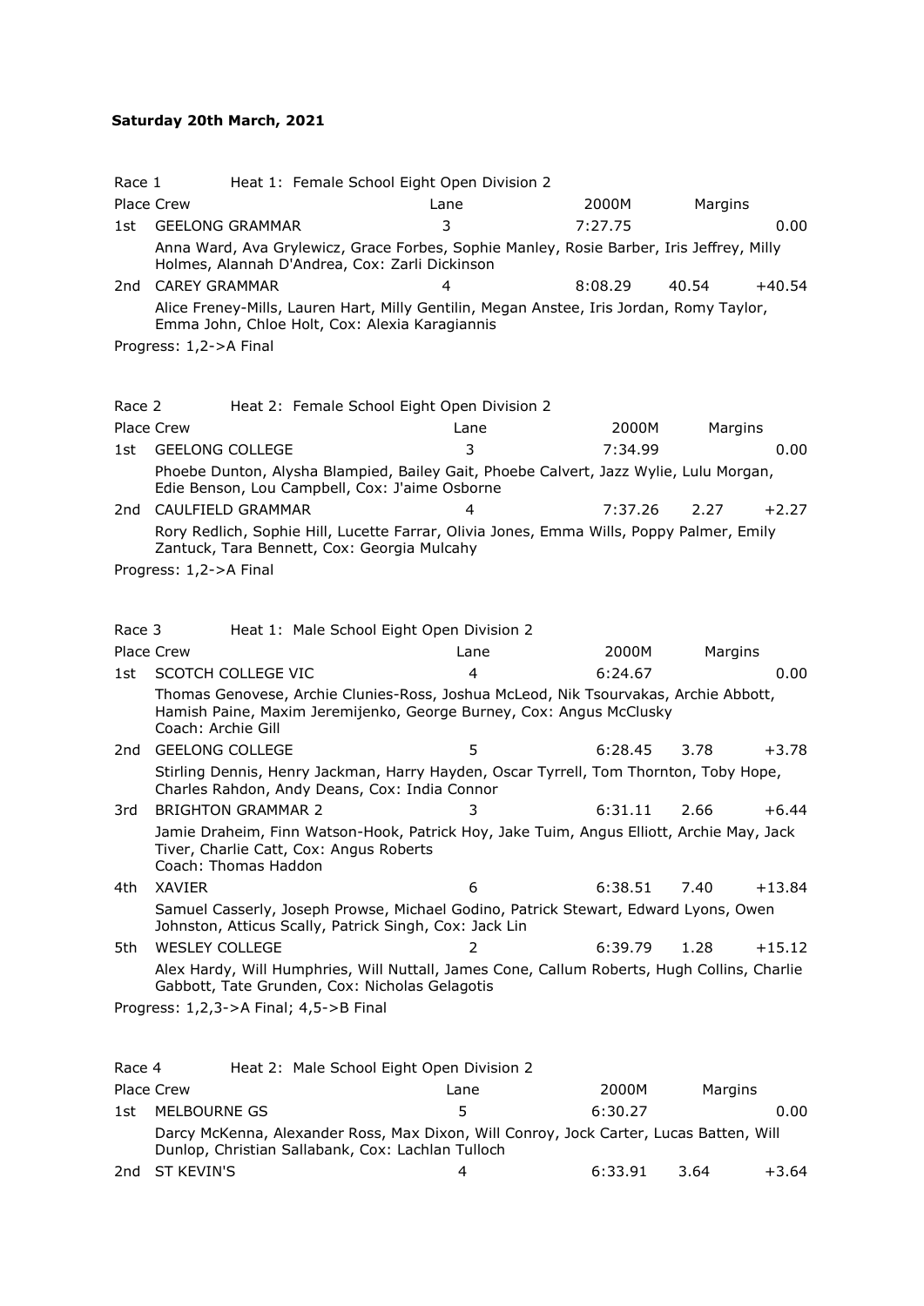**Saturday 20th March, 2021**

Race 1 Heat 1: Female School Eight Open Division 2

| Place | Crew | Lane | 2000M | Margins | |
|---|---|---|---|---|---|
| 1st | GEELONG GRAMMAR | 3 | 7:27.75 | | 0.00 |
| | Anna Ward, Ava Grylewicz, Grace Forbes, Sophie Manley, Rosie Barber, Iris Jeffrey, Milly Holmes, Alannah D'Andrea, Cox: Zarli Dickinson | | | | |
| 2nd | CAREY GRAMMAR | 4 | 8:08.29 | 40.54 | +40.54 |
| | Alice Freney-Mills, Lauren Hart, Milly Gentilin, Megan Anstee, Iris Jordan, Romy Taylor, Emma John, Chloe Holt, Cox: Alexia Karagiannis | | | | |

Progress: 1,2->A Final

Race 2 Heat 2: Female School Eight Open Division 2

| Place | Crew | Lane | 2000M | Margins | |
|---|---|---|---|---|---|
| 1st | GEELONG COLLEGE | 3 | 7:34.99 | | 0.00 |
| | Phoebe Dunton, Alysha Blampied, Bailey Gait, Phoebe Calvert, Jazz Wylie, Lulu Morgan, Edie Benson, Lou Campbell, Cox: J'aime Osborne | | | | |
| 2nd | CAULFIELD GRAMMAR | 4 | 7:37.26 | 2.27 | +2.27 |
| | Rory Redlich, Sophie Hill, Lucette Farrar, Olivia Jones, Emma Wills, Poppy Palmer, Emily Zantuck, Tara Bennett, Cox: Georgia Mulcahy | | | | |

Progress: 1,2->A Final

Race 3 Heat 1: Male School Eight Open Division 2

| Place | Crew | Lane | 2000M | Margins | |
|---|---|---|---|---|---|
| 1st | SCOTCH COLLEGE VIC | 4 | 6:24.67 | | 0.00 |
| | Thomas Genovese, Archie Clunies-Ross, Joshua McLeod, Nik Tsourvakas, Archie Abbott, Hamish Paine, Maxim Jeremijenko, George Burney, Cox: Angus McClusky<br>Coach: Archie Gill | | | | |
| 2nd | GEELONG COLLEGE | 5 | 6:28.45 | 3.78 | +3.78 |
| | Stirling Dennis, Henry Jackman, Harry Hayden, Oscar Tyrrell, Tom Thornton, Toby Hope, Charles Rahdon, Andy Deans, Cox: India Connor | | | | |
| 3rd | BRIGHTON GRAMMAR 2 | 3 | 6:31.11 | 2.66 | +6.44 |
| | Jamie Draheim, Finn Watson-Hook, Patrick Hoy, Jake Tuim, Angus Elliott, Archie May, Jack Tiver, Charlie Catt, Cox: Angus Roberts<br>Coach: Thomas Haddon | | | | |
| 4th | XAVIER | 6 | 6:38.51 | 7.40 | +13.84 |
| | Samuel Casserly, Joseph Prowse, Michael Godino, Patrick Stewart, Edward Lyons, Owen Johnston, Atticus Scally, Patrick Singh, Cox: Jack Lin | | | | |
| 5th | WESLEY COLLEGE | 2 | 6:39.79 | 1.28 | +15.12 |
| | Alex Hardy, Will Humphries, Will Nuttall, James Cone, Callum Roberts, Hugh Collins, Charlie Gabbott, Tate Grunden, Cox: Nicholas Gelagotis | | | | |

Progress: 1,2,3->A Final; 4,5->B Final

Race 4 Heat 2: Male School Eight Open Division 2

| Place | Crew | Lane | 2000M | Margins | |
|---|---|---|---|---|---|
| 1st | MELBOURNE GS | 5 | 6:30.27 | | 0.00 |
| | Darcy McKenna, Alexander Ross, Max Dixon, Will Conroy, Jock Carter, Lucas Batten, Will Dunlop, Christian Sallabank, Cox: Lachlan Tulloch | | | | |
| 2nd | ST KEVIN'S | 4 | 6:33.91 | 3.64 | +3.64 |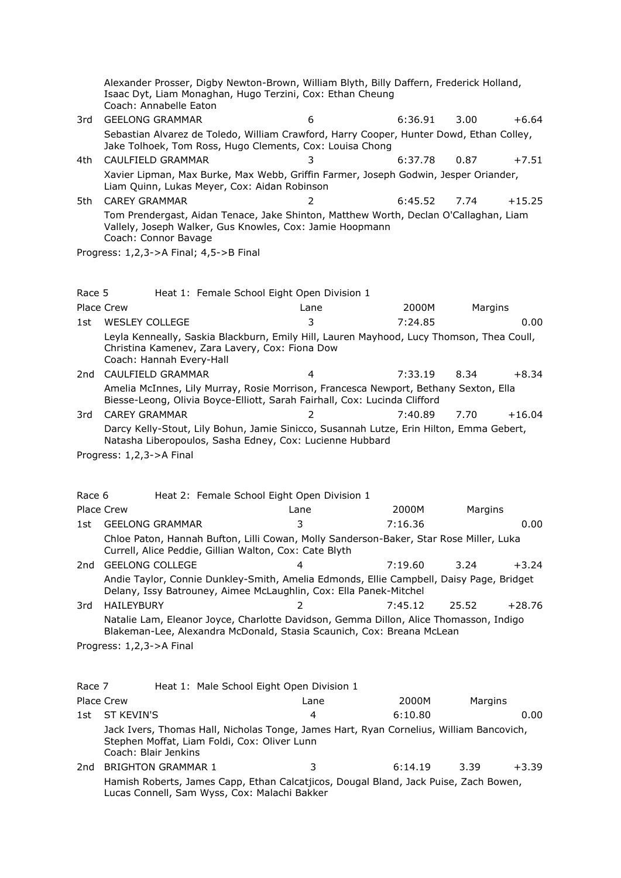Alexander Prosser, Digby Newton-Brown, William Blyth, Billy Daffern, Frederick Holland, Isaac Dyt, Liam Monaghan, Hugo Terzini, Cox: Ethan Cheung
Coach: Annabelle Eaton

| | | | | | |
|---|---|---|---|---|---|
| 3rd | GEELONG GRAMMAR | 6 | 6:36.91 | 3.00 | +6.64 |

Sebastian Alvarez de Toledo, William Crawford, Harry Cooper, Hunter Dowd, Ethan Colley, Jake Tolhoek, Tom Ross, Hugo Clements, Cox: Louisa Chong

| | | | | | |
|---|---|---|---|---|---|
| 4th | CAULFIELD GRAMMAR | 3 | 6:37.78 | 0.87 | +7.51 |

Xavier Lipman, Max Burke, Max Webb, Griffin Farmer, Joseph Godwin, Jesper Oriander, Liam Quinn, Lukas Meyer, Cox: Aidan Robinson

| | | | | | |
|---|---|---|---|---|---|
| 5th | CAREY GRAMMAR | 2 | 6:45.52 | 7.74 | +15.25 |

Tom Prendergast, Aidan Tenace, Jake Shinton, Matthew Worth, Declan O'Callaghan, Liam Vallely, Joseph Walker, Gus Knowles, Cox: Jamie Hoopmann
Coach: Connor Bavage

Progress: 1,2,3->A Final; 4,5->B Final

## Race 5 Heat 1: Female School Eight Open Division 1

| Place | Crew | Lane | 2000M | Margins | |
|---|---|---|---|---|---|
| 1st | WESLEY COLLEGE | 3 | 7:24.85 | | 0.00 |

Leyla Kenneally, Saskia Blackburn, Emily Hill, Lauren Mayhood, Lucy Thomson, Thea Coull, Christina Kamenev, Zara Lavery, Cox: Fiona Dow
Coach: Hannah Every-Hall

| | | | | | |
|---|---|---|---|---|---|
| 2nd | CAULFIELD GRAMMAR | 4 | 7:33.19 | 8.34 | +8.34 |

Amelia McInnes, Lily Murray, Rosie Morrison, Francesca Newport, Bethany Sexton, Ella Biesse-Leong, Olivia Boyce-Elliott, Sarah Fairhall, Cox: Lucinda Clifford

| | | | | | |
|---|---|---|---|---|---|
| 3rd | CAREY GRAMMAR | 2 | 7:40.89 | 7.70 | +16.04 |

Darcy Kelly-Stout, Lily Bohun, Jamie Sinicco, Susannah Lutze, Erin Hilton, Emma Gebert, Natasha Liberopoulos, Sasha Edney, Cox: Lucienne Hubbard

Progress: 1,2,3->A Final

## Race 6 Heat 2: Female School Eight Open Division 1

| Place | Crew | Lane | 2000M | Margins | |
|---|---|---|---|---|---|
| 1st | GEELONG GRAMMAR | 3 | 7:16.36 | | 0.00 |

Chloe Paton, Hannah Bufton, Lilli Cowan, Molly Sanderson-Baker, Star Rose Miller, Luka Currell, Alice Peddie, Gillian Walton, Cox: Cate Blyth

| | | | | | |
|---|---|---|---|---|---|
| 2nd | GEELONG COLLEGE | 4 | 7:19.60 | 3.24 | +3.24 |

Andie Taylor, Connie Dunkley-Smith, Amelia Edmonds, Ellie Campbell, Daisy Page, Bridget Delany, Issy Batrouney, Aimee McLaughlin, Cox: Ella Panek-Mitchel

| | | | | | |
|---|---|---|---|---|---|
| 3rd | HAILEYBURY | 2 | 7:45.12 | 25.52 | +28.76 |

Natalie Lam, Eleanor Joyce, Charlotte Davidson, Gemma Dillon, Alice Thomasson, Indigo Blakeman-Lee, Alexandra McDonald, Stasia Scaunich, Cox: Breana McLean

Progress: 1,2,3->A Final

## Race 7 Heat 1: Male School Eight Open Division 1

| Place | Crew | Lane | 2000M | Margins | |
|---|---|---|---|---|---|
| 1st | ST KEVIN'S | 4 | 6:10.80 | | 0.00 |

Jack Ivers, Thomas Hall, Nicholas Tonge, James Hart, Ryan Cornelius, William Bancovich, Stephen Moffat, Liam Foldi, Cox: Oliver Lunn
Coach: Blair Jenkins

| | | | | | |
|---|---|---|---|---|---|
| 2nd | BRIGHTON GRAMMAR 1 | 3 | 6:14.19 | 3.39 | +3.39 |

Hamish Roberts, James Capp, Ethan Calcatjicos, Dougal Bland, Jack Puise, Zach Bowen, Lucas Connell, Sam Wyss, Cox: Malachi Bakker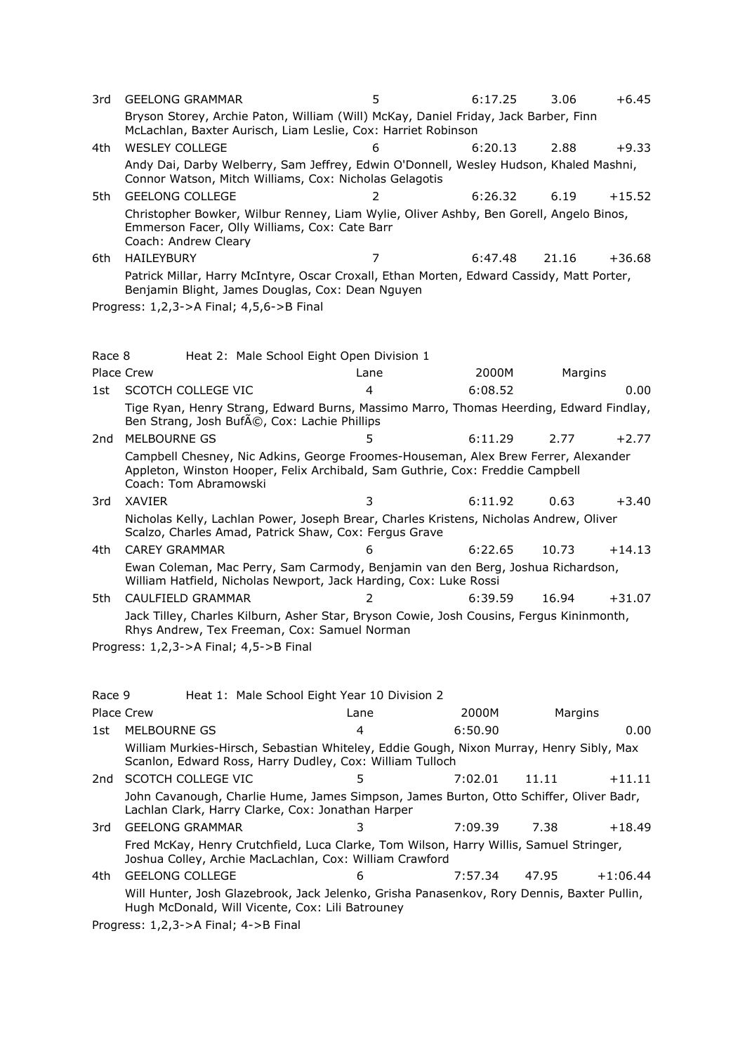| Place | Crew | Lane | 2000M | Margins | |
|---|---|---|---|---|---|
| 3rd | GEELONG GRAMMAR | 5 | 6:17.25 | 3.06 | +6.45 |
| | Bryson Storey, Archie Paton, William (Will) McKay, Daniel Friday, Jack Barber, Finn McLachlan, Baxter Aurisch, Liam Leslie, Cox: Harriet Robinson | | | | |
| 4th | WESLEY COLLEGE | 6 | 6:20.13 | 2.88 | +9.33 |
| | Andy Dai, Darby Welberry, Sam Jeffrey, Edwin O'Donnell, Wesley Hudson, Khaled Mashni, Connor Watson, Mitch Williams, Cox: Nicholas Gelagotis | | | | |
| 5th | GEELONG COLLEGE | 2 | 6:26.32 | 6.19 | +15.52 |
| | Christopher Bowker, Wilbur Renney, Liam Wylie, Oliver Ashby, Ben Gorell, Angelo Binos, Emmerson Facer, Olly Williams, Cox: Cate Barr Coach: Andrew Cleary | | | | |
| 6th | HAILEYBURY | 7 | 6:47.48 | 21.16 | +36.68 |
| | Patrick Millar, Harry McIntyre, Oscar Croxall, Ethan Morten, Edward Cassidy, Matt Porter, Benjamin Blight, James Douglas, Cox: Dean Nguyen | | | | |

Progress: 1,2,3->A Final; 4,5,6->B Final

Race 8 Heat 2: Male School Eight Open Division 1

| Place | Crew | Lane | 2000M | Margins | |
|---|---|---|---|---|---|
| 1st | SCOTCH COLLEGE VIC | 4 | 6:08.52 | | 0.00 |
| | Tige Ryan, Henry Strang, Edward Burns, Massimo Marro, Thomas Heerding, Edward Findlay, Ben Strang, Josh BufÃ©, Cox: Lachie Phillips | | | | |
| 2nd | MELBOURNE GS | 5 | 6:11.29 | 2.77 | +2.77 |
| | Campbell Chesney, Nic Adkins, George Froomes-Houseman, Alex Brew Ferrer, Alexander Appleton, Winston Hooper, Felix Archibald, Sam Guthrie, Cox: Freddie Campbell Coach: Tom Abramowski | | | | |
| 3rd | XAVIER | 3 | 6:11.92 | 0.63 | +3.40 |
| | Nicholas Kelly, Lachlan Power, Joseph Brear, Charles Kristens, Nicholas Andrew, Oliver Scalzo, Charles Amad, Patrick Shaw, Cox: Fergus Grave | | | | |
| 4th | CAREY GRAMMAR | 6 | 6:22.65 | 10.73 | +14.13 |
| | Ewan Coleman, Mac Perry, Sam Carmody, Benjamin van den Berg, Joshua Richardson, William Hatfield, Nicholas Newport, Jack Harding, Cox: Luke Rossi | | | | |
| 5th | CAULFIELD GRAMMAR | 2 | 6:39.59 | 16.94 | +31.07 |
| | Jack Tilley, Charles Kilburn, Asher Star, Bryson Cowie, Josh Cousins, Fergus Kininmonth, Rhys Andrew, Tex Freeman, Cox: Samuel Norman | | | | |

Progress: 1,2,3->A Final; 4,5->B Final

Race 9 Heat 1: Male School Eight Year 10 Division 2

| Place | Crew | Lane | 2000M | Margins | |
|---|---|---|---|---|---|
| 1st | MELBOURNE GS | 4 | 6:50.90 | | 0.00 |
| | William Murkies-Hirsch, Sebastian Whiteley, Eddie Gough, Nixon Murray, Henry Sibly, Max Scanlon, Edward Ross, Harry Dudley, Cox: William Tulloch | | | | |
| 2nd | SCOTCH COLLEGE VIC | 5 | 7:02.01 | 11.11 | +11.11 |
| | John Cavanough, Charlie Hume, James Simpson, James Burton, Otto Schiffer, Oliver Badr, Lachlan Clark, Harry Clarke, Cox: Jonathan Harper | | | | |
| 3rd | GEELONG GRAMMAR | 3 | 7:09.39 | 7.38 | +18.49 |
| | Fred McKay, Henry Crutchfield, Luca Clarke, Tom Wilson, Harry Willis, Samuel Stringer, Joshua Colley, Archie MacLachlan, Cox: William Crawford | | | | |
| 4th | GEELONG COLLEGE | 6 | 7:57.34 | 47.95 | +1:06.44 |
| | Will Hunter, Josh Glazebrook, Jack Jelenko, Grisha Panasenkov, Rory Dennis, Baxter Pullin, Hugh McDonald, Will Vicente, Cox: Lili Batrouney | | | | |

Progress: 1,2,3->A Final; 4->B Final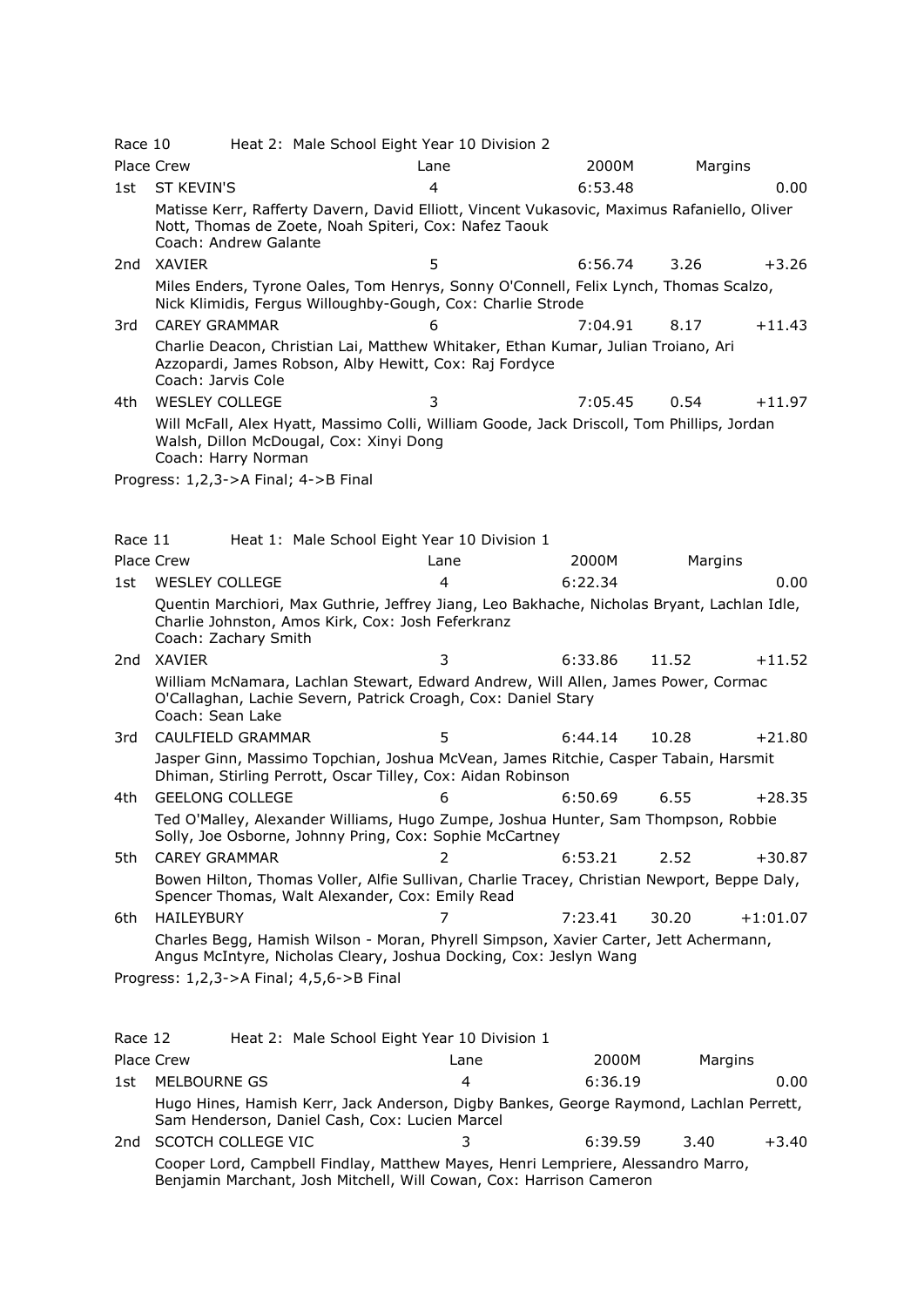Race 10 Heat 2: Male School Eight Year 10 Division 2

| Place | Crew | Lane | 2000M | Margins | |
|---|---|---|---|---|---|
| 1st | ST KEVIN'S | 4 | 6:53.48 | | 0.00 |
| | Matisse Kerr, Rafferty Davern, David Elliott, Vincent Vukasovic, Maximus Rafaniello, Oliver Nott, Thomas de Zoete, Noah Spiteri, Cox: Nafez Taouk<br>Coach: Andrew Galante | | | | |
| 2nd | XAVIER | 5 | 6:56.74 | 3.26 | +3.26 |
| | Miles Enders, Tyrone Oales, Tom Henrys, Sonny O'Connell, Felix Lynch, Thomas Scalzo, Nick Klimidis, Fergus Willoughby-Gough, Cox: Charlie Strode | | | | |
| 3rd | CAREY GRAMMAR | 6 | 7:04.91 | 8.17 | +11.43 |
| | Charlie Deacon, Christian Lai, Matthew Whitaker, Ethan Kumar, Julian Troiano, Ari Azzopardi, James Robson, Alby Hewitt, Cox: Raj Fordyce<br>Coach: Jarvis Cole | | | | |
| 4th | WESLEY COLLEGE | 3 | 7:05.45 | 0.54 | +11.97 |
| | Will McFall, Alex Hyatt, Massimo Colli, William Goode, Jack Driscoll, Tom Phillips, Jordan Walsh, Dillon McDougal, Cox: Xinyi Dong<br>Coach: Harry Norman | | | | |

Progress: 1,2,3->A Final; 4->B Final

Race 11 Heat 1: Male School Eight Year 10 Division 1

| Place | Crew | Lane | 2000M | Margins | |
|---|---|---|---|---|---|
| 1st | WESLEY COLLEGE | 4 | 6:22.34 | | 0.00 |
| | Quentin Marchiori, Max Guthrie, Jeffrey Jiang, Leo Bakhache, Nicholas Bryant, Lachlan Idle, Charlie Johnston, Amos Kirk, Cox: Josh Feferkranz<br>Coach: Zachary Smith | | | | |
| 2nd | XAVIER | 3 | 6:33.86 | 11.52 | +11.52 |
| | William McNamara, Lachlan Stewart, Edward Andrew, Will Allen, James Power, Cormac O'Callaghan, Lachie Severn, Patrick Croagh, Cox: Daniel Stary<br>Coach: Sean Lake | | | | |
| 3rd | CAULFIELD GRAMMAR | 5 | 6:44.14 | 10.28 | +21.80 |
| | Jasper Ginn, Massimo Topchian, Joshua McVean, James Ritchie, Casper Tabain, Harsmit Dhiman, Stirling Perrott, Oscar Tilley, Cox: Aidan Robinson | | | | |
| 4th | GEELONG COLLEGE | 6 | 6:50.69 | 6.55 | +28.35 |
| | Ted O'Malley, Alexander Williams, Hugo Zumpe, Joshua Hunter, Sam Thompson, Robbie Solly, Joe Osborne, Johnny Pring, Cox: Sophie McCartney | | | | |
| 5th | CAREY GRAMMAR | 2 | 6:53.21 | 2.52 | +30.87 |
| | Bowen Hilton, Thomas Voller, Alfie Sullivan, Charlie Tracey, Christian Newport, Beppe Daly, Spencer Thomas, Walt Alexander, Cox: Emily Read | | | | |
| 6th | HAILEYBURY | 7 | 7:23.41 | 30.20 | +1:01.07 |
| | Charles Begg, Hamish Wilson - Moran, Phyrell Simpson, Xavier Carter, Jett Achermann, Angus McIntyre, Nicholas Cleary, Joshua Docking, Cox: Jeslyn Wang | | | | |

Progress: 1,2,3->A Final; 4,5,6->B Final

Race 12 Heat 2: Male School Eight Year 10 Division 1

| Place | Crew | Lane | 2000M | Margins | |
|---|---|---|---|---|---|
| 1st | MELBOURNE GS | 4 | 6:36.19 | | 0.00 |
| | Hugo Hines, Hamish Kerr, Jack Anderson, Digby Bankes, George Raymond, Lachlan Perrett, Sam Henderson, Daniel Cash, Cox: Lucien Marcel | | | | |
| 2nd | SCOTCH COLLEGE VIC | 3 | 6:39.59 | 3.40 | +3.40 |
| | Cooper Lord, Campbell Findlay, Matthew Mayes, Henri Lempriere, Alessandro Marro, Benjamin Marchant, Josh Mitchell, Will Cowan, Cox: Harrison Cameron | | | | |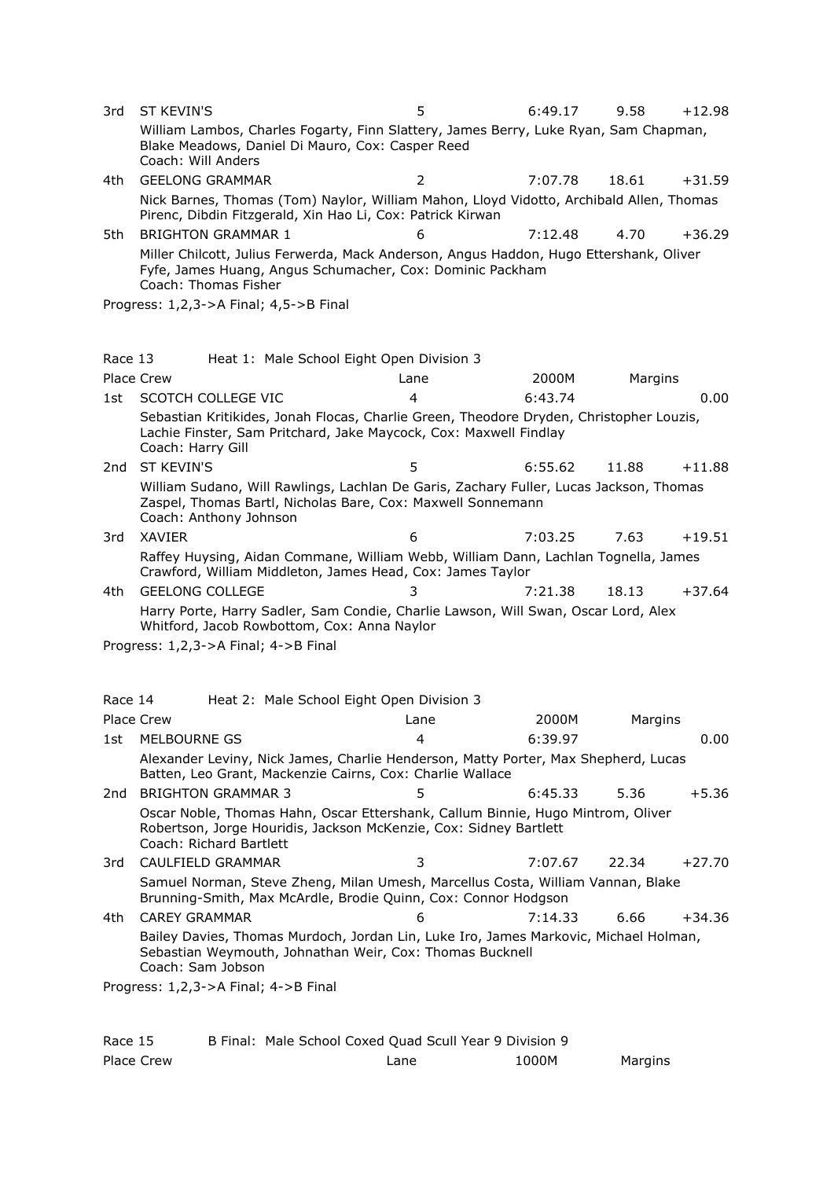| Place | Crew | Lane | 2000M | Margins | |
|---|---|---|---|---|---|
| 3rd | ST KEVIN'S | 5 | 6:49.17 | 9.58 | +12.98 |
| | William Lambos, Charles Fogarty, Finn Slattery, James Berry, Luke Ryan, Sam Chapman, Blake Meadows, Daniel Di Mauro, Cox: Casper Reed<br>Coach: Will Anders | | | | |
| 4th | GEELONG GRAMMAR | 2 | 7:07.78 | 18.61 | +31.59 |
| | Nick Barnes, Thomas (Tom) Naylor, William Mahon, Lloyd Vidotto, Archibald Allen, Thomas Pirenc, Dibdin Fitzgerald, Xin Hao Li, Cox: Patrick Kirwan | | | | |
| 5th | BRIGHTON GRAMMAR 1 | 6 | 7:12.48 | 4.70 | +36.29 |
| | Miller Chilcott, Julius Ferwerda, Mack Anderson, Angus Haddon, Hugo Ettershank, Oliver Fyfe, James Huang, Angus Schumacher, Cox: Dominic Packham<br>Coach: Thomas Fisher | | | | |

Progress: 1,2,3->A Final; 4,5->B Final

## Race 13 Heat 1: Male School Eight Open Division 3

| Place | Crew | Lane | 2000M | Margins | |
|---|---|---|---|---|---|
| 1st | SCOTCH COLLEGE VIC | 4 | 6:43.74 | | 0.00 |
| | Sebastian Kritikides, Jonah Flocas, Charlie Green, Theodore Dryden, Christopher Louzis, Lachie Finster, Sam Pritchard, Jake Maycock, Cox: Maxwell Findlay<br>Coach: Harry Gill | | | | |
| 2nd | ST KEVIN'S | 5 | 6:55.62 | 11.88 | +11.88 |
| | William Sudano, Will Rawlings, Lachlan De Garis, Zachary Fuller, Lucas Jackson, Thomas Zaspel, Thomas Bartl, Nicholas Bare, Cox: Maxwell Sonnemann<br>Coach: Anthony Johnson | | | | |
| 3rd | XAVIER | 6 | 7:03.25 | 7.63 | +19.51 |
| | Raffey Huysing, Aidan Commane, William Webb, William Dann, Lachlan Tognella, James Crawford, William Middleton, James Head, Cox: James Taylor | | | | |
| 4th | GEELONG COLLEGE | 3 | 7:21.38 | 18.13 | +37.64 |
| | Harry Porte, Harry Sadler, Sam Condie, Charlie Lawson, Will Swan, Oscar Lord, Alex Whitford, Jacob Rowbottom, Cox: Anna Naylor | | | | |

Progress: 1,2,3->A Final; 4->B Final

## Race 14 Heat 2: Male School Eight Open Division 3

| Place | Crew | Lane | 2000M | Margins | |
|---|---|---|---|---|---|
| 1st | MELBOURNE GS | 4 | 6:39.97 | | 0.00 |
| | Alexander Leviny, Nick James, Charlie Henderson, Matty Porter, Max Shepherd, Lucas Batten, Leo Grant, Mackenzie Cairns, Cox: Charlie Wallace | | | | |
| 2nd | BRIGHTON GRAMMAR 3 | 5 | 6:45.33 | 5.36 | +5.36 |
| | Oscar Noble, Thomas Hahn, Oscar Ettershank, Callum Binnie, Hugo Mintrom, Oliver Robertson, Jorge Houridis, Jackson McKenzie, Cox: Sidney Bartlett<br>Coach: Richard Bartlett | | | | |
| 3rd | CAULFIELD GRAMMAR | 3 | 7:07.67 | 22.34 | +27.70 |
| | Samuel Norman, Steve Zheng, Milan Umesh, Marcellus Costa, William Vannan, Blake Brunning-Smith, Max McArdle, Brodie Quinn, Cox: Connor Hodgson | | | | |
| 4th | CAREY GRAMMAR | 6 | 7:14.33 | 6.66 | +34.36 |
| | Bailey Davies, Thomas Murdoch, Jordan Lin, Luke Iro, James Markovic, Michael Holman, Sebastian Weymouth, Johnathan Weir, Cox: Thomas Bucknell<br>Coach: Sam Jobson | | | | |

Progress: 1,2,3->A Final; 4->B Final

## Race 15 B Final: Male School Coxed Quad Scull Year 9 Division 9

| Place | Crew | Lane | 1000M | Margins |
|---|---|---|---|---|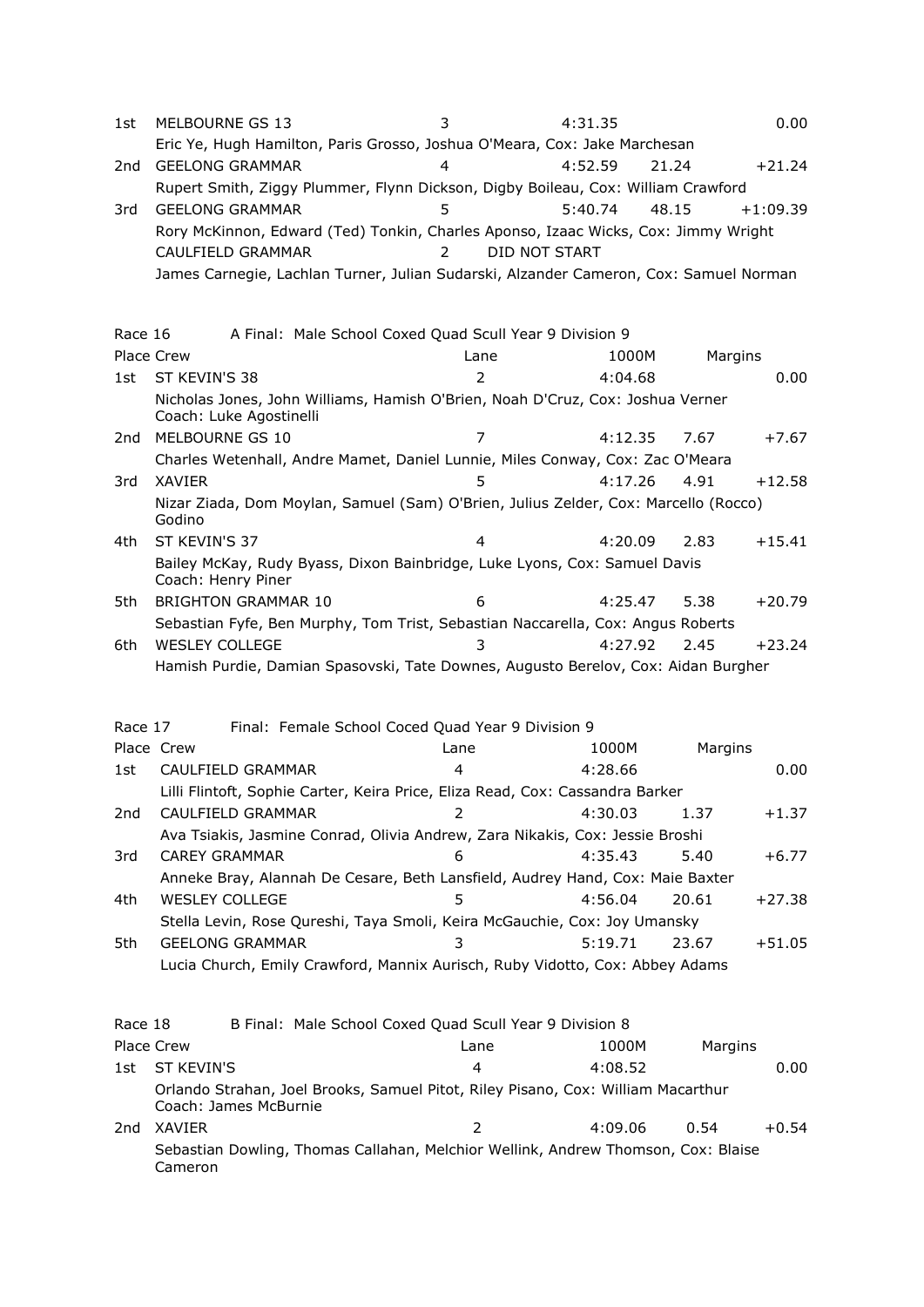| Place | Crew | Lane | 1000M | Margins | |
|---|---|---|---|---|---|
| 1st | MELBOURNE GS 13 | 3 | 4:31.35 | | 0.00 |
| | Eric Ye, Hugh Hamilton, Paris Grosso, Joshua O'Meara, Cox: Jake Marchesan | | | | |
| 2nd | GEELONG GRAMMAR | 4 | 4:52.59 | 21.24 | +21.24 |
| | Rupert Smith, Ziggy Plummer, Flynn Dickson, Digby Boileau, Cox: William Crawford | | | | |
| 3rd | GEELONG GRAMMAR | 5 | 5:40.74 | 48.15 | +1:09.39 |
| | Rory McKinnon, Edward (Ted) Tonkin, Charles Aponso, Izaac Wicks, Cox: Jimmy Wright | | | | |
| | CAULFIELD GRAMMAR | 2 | DID NOT START | | |
| | James Carnegie, Lachlan Turner, Julian Sudarski, Alzander Cameron, Cox: Samuel Norman | | | | |

## Race 16 A Final: Male School Coxed Quad Scull Year 9 Division 9

| Place | Crew | Lane | 1000M | Margins | |
|---|---|---|---|---|---|
| 1st | ST KEVIN'S 38 | 2 | 4:04.68 | | 0.00 |
| | Nicholas Jones, John Williams, Hamish O'Brien, Noah D'Cruz, Cox: Joshua Verner Coach: Luke Agostinelli | | | | |
| 2nd | MELBOURNE GS 10 | 7 | 4:12.35 | 7.67 | +7.67 |
| | Charles Wetenhall, Andre Mamet, Daniel Lunnie, Miles Conway, Cox: Zac O'Meara | | | | |
| 3rd | XAVIER | 5 | 4:17.26 | 4.91 | +12.58 |
| | Nizar Ziada, Dom Moylan, Samuel (Sam) O'Brien, Julius Zelder, Cox: Marcello (Rocco) Godino | | | | |
| 4th | ST KEVIN'S 37 | 4 | 4:20.09 | 2.83 | +15.41 |
| | Bailey McKay, Rudy Byass, Dixon Bainbridge, Luke Lyons, Cox: Samuel Davis Coach: Henry Piner | | | | |
| 5th | BRIGHTON GRAMMAR 10 | 6 | 4:25.47 | 5.38 | +20.79 |
| | Sebastian Fyfe, Ben Murphy, Tom Trist, Sebastian Naccarella, Cox: Angus Roberts | | | | |
| 6th | WESLEY COLLEGE | 3 | 4:27.92 | 2.45 | +23.24 |
| | Hamish Purdie, Damian Spasovski, Tate Downes, Augusto Berelov, Cox: Aidan Burgher | | | | |

## Race 17 Final: Female School Coced Quad Year 9 Division 9

| Place | Crew | Lane | 1000M | Margins | |
|---|---|---|---|---|---|
| 1st | CAULFIELD GRAMMAR | 4 | 4:28.66 | | 0.00 |
| | Lilli Flintoft, Sophie Carter, Keira Price, Eliza Read, Cox: Cassandra Barker | | | | |
| 2nd | CAULFIELD GRAMMAR | 2 | 4:30.03 | 1.37 | +1.37 |
| | Ava Tsiakis, Jasmine Conrad, Olivia Andrew, Zara Nikakis, Cox: Jessie Broshi | | | | |
| 3rd | CAREY GRAMMAR | 6 | 4:35.43 | 5.40 | +6.77 |
| | Anneke Bray, Alannah De Cesare, Beth Lansfield, Audrey Hand, Cox: Maie Baxter | | | | |
| 4th | WESLEY COLLEGE | 5 | 4:56.04 | 20.61 | +27.38 |
| | Stella Levin, Rose Qureshi, Taya Smoli, Keira McGauchie, Cox: Joy Umansky | | | | |
| 5th | GEELONG GRAMMAR | 3 | 5:19.71 | 23.67 | +51.05 |
| | Lucia Church, Emily Crawford, Mannix Aurisch, Ruby Vidotto, Cox: Abbey Adams | | | | |

## Race 18 B Final: Male School Coxed Quad Scull Year 9 Division 8

| Place | Crew | Lane | 1000M | Margins | |
|---|---|---|---|---|---|
| 1st | ST KEVIN'S | 4 | 4:08.52 | | 0.00 |
| | Orlando Strahan, Joel Brooks, Samuel Pitot, Riley Pisano, Cox: William Macarthur Coach: James McBurnie | | | | |
| 2nd | XAVIER | 2 | 4:09.06 | 0.54 | +0.54 |
| | Sebastian Dowling, Thomas Callahan, Melchior Wellink, Andrew Thomson, Cox: Blaise Cameron | | | | |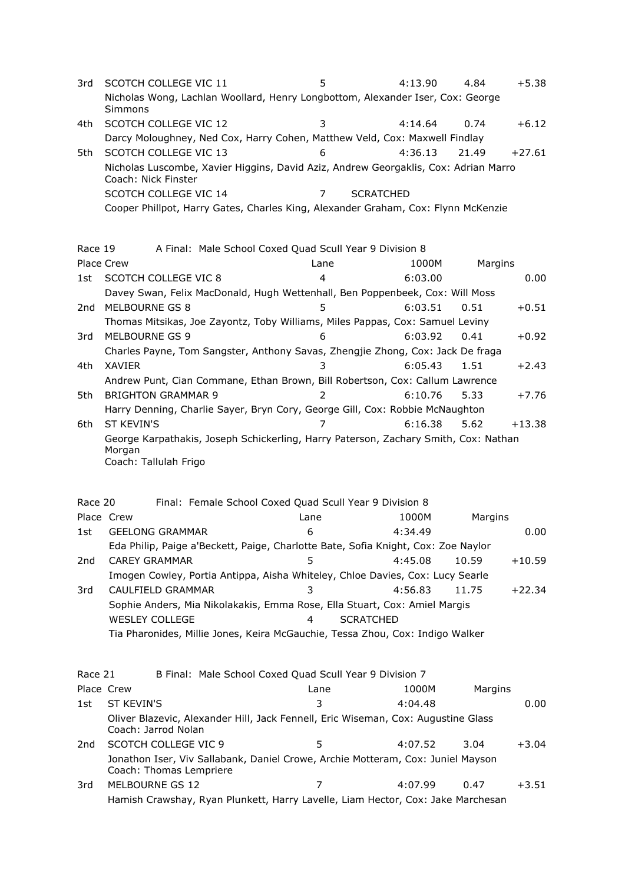| Place | Crew | Lane | 1000M | Margins | |
|---|---|---|---|---|---|
| 3rd | SCOTCH COLLEGE VIC 11 | 5 | 4:13.90 | 4.84 | +5.38 |
| | Nicholas Wong, Lachlan Woollard, Henry Longbottom, Alexander Iser, Cox: George Simmons | | | | |
| 4th | SCOTCH COLLEGE VIC 12 | 3 | 4:14.64 | 0.74 | +6.12 |
| | Darcy Moloughney, Ned Cox, Harry Cohen, Matthew Veld, Cox: Maxwell Findlay | | | | |
| 5th | SCOTCH COLLEGE VIC 13 | 6 | 4:36.13 | 21.49 | +27.61 |
| | Nicholas Luscombe, Xavier Higgins, David Aziz, Andrew Georgaklis, Cox: Adrian Marro<br>Coach: Nick Finster | | | | |
| | SCOTCH COLLEGE VIC 14 | 7 | SCRATCHED | | |
| | Cooper Phillpot, Harry Gates, Charles King, Alexander Graham, Cox: Flynn McKenzie | | | | |

Race 19 A Final: Male School Coxed Quad Scull Year 9 Division 8

| Place | Crew | Lane | 1000M | Margins | |
|---|---|---|---|---|---|
| 1st | SCOTCH COLLEGE VIC 8 | 4 | 6:03.00 | | 0.00 |
| | Davey Swan, Felix MacDonald, Hugh Wettenhall, Ben Poppenbeek, Cox: Will Moss | | | | |
| 2nd | MELBOURNE GS 8 | 5 | 6:03.51 | 0.51 | +0.51 |
| | Thomas Mitsikas, Joe Zayontz, Toby Williams, Miles Pappas, Cox: Samuel Leviny | | | | |
| 3rd | MELBOURNE GS 9 | 6 | 6:03.92 | 0.41 | +0.92 |
| | Charles Payne, Tom Sangster, Anthony Savas, Zhengjie Zhong, Cox: Jack De fraga | | | | |
| 4th | XAVIER | 3 | 6:05.43 | 1.51 | +2.43 |
| | Andrew Punt, Cian Commane, Ethan Brown, Bill Robertson, Cox: Callum Lawrence | | | | |
| 5th | BRIGHTON GRAMMAR 9 | 2 | 6:10.76 | 5.33 | +7.76 |
| | Harry Denning, Charlie Sayer, Bryn Cory, George Gill, Cox: Robbie McNaughton | | | | |
| 6th | ST KEVIN'S | 7 | 6:16.38 | 5.62 | +13.38 |
| | George Karpathakis, Joseph Schickerling, Harry Paterson, Zachary Smith, Cox: Nathan Morgan<br>Coach: Tallulah Frigo | | | | |

Race 20 Final: Female School Coxed Quad Scull Year 9 Division 8

| Place | Crew | Lane | 1000M | Margins | |
|---|---|---|---|---|---|
| 1st | GEELONG GRAMMAR | 6 | 4:34.49 | | 0.00 |
| | Eda Philip, Paige a'Beckett, Paige, Charlotte Bate, Sofia Knight, Cox: Zoe Naylor | | | | |
| 2nd | CAREY GRAMMAR | 5 | 4:45.08 | 10.59 | +10.59 |
| | Imogen Cowley, Portia Antippa, Aisha Whiteley, Chloe Davies, Cox: Lucy Searle | | | | |
| 3rd | CAULFIELD GRAMMAR | 3 | 4:56.83 | 11.75 | +22.34 |
| | Sophie Anders, Mia Nikolakakis, Emma Rose, Ella Stuart, Cox: Amiel Margis | | | | |
| | WESLEY COLLEGE | 4 | SCRATCHED | | |
| | Tia Pharonides, Millie Jones, Keira McGauchie, Tessa Zhou, Cox: Indigo Walker | | | | |

Race 21 B Final: Male School Coxed Quad Scull Year 9 Division 7

| Place | Crew | Lane | 1000M | Margins | |
|---|---|---|---|---|---|
| 1st | ST KEVIN'S | 3 | 4:04.48 | | 0.00 |
| | Oliver Blazevic, Alexander Hill, Jack Fennell, Eric Wiseman, Cox: Augustine Glass<br>Coach: Jarrod Nolan | | | | |
| 2nd | SCOTCH COLLEGE VIC 9 | 5 | 4:07.52 | 3.04 | +3.04 |
| | Jonathon Iser, Viv Sallabank, Daniel Crowe, Archie Motteram, Cox: Juniel Mayson<br>Coach: Thomas Lempriere | | | | |
| 3rd | MELBOURNE GS 12 | 7 | 4:07.99 | 0.47 | +3.51 |
| | Hamish Crawshay, Ryan Plunkett, Harry Lavelle, Liam Hector, Cox: Jake Marchesan | | | | |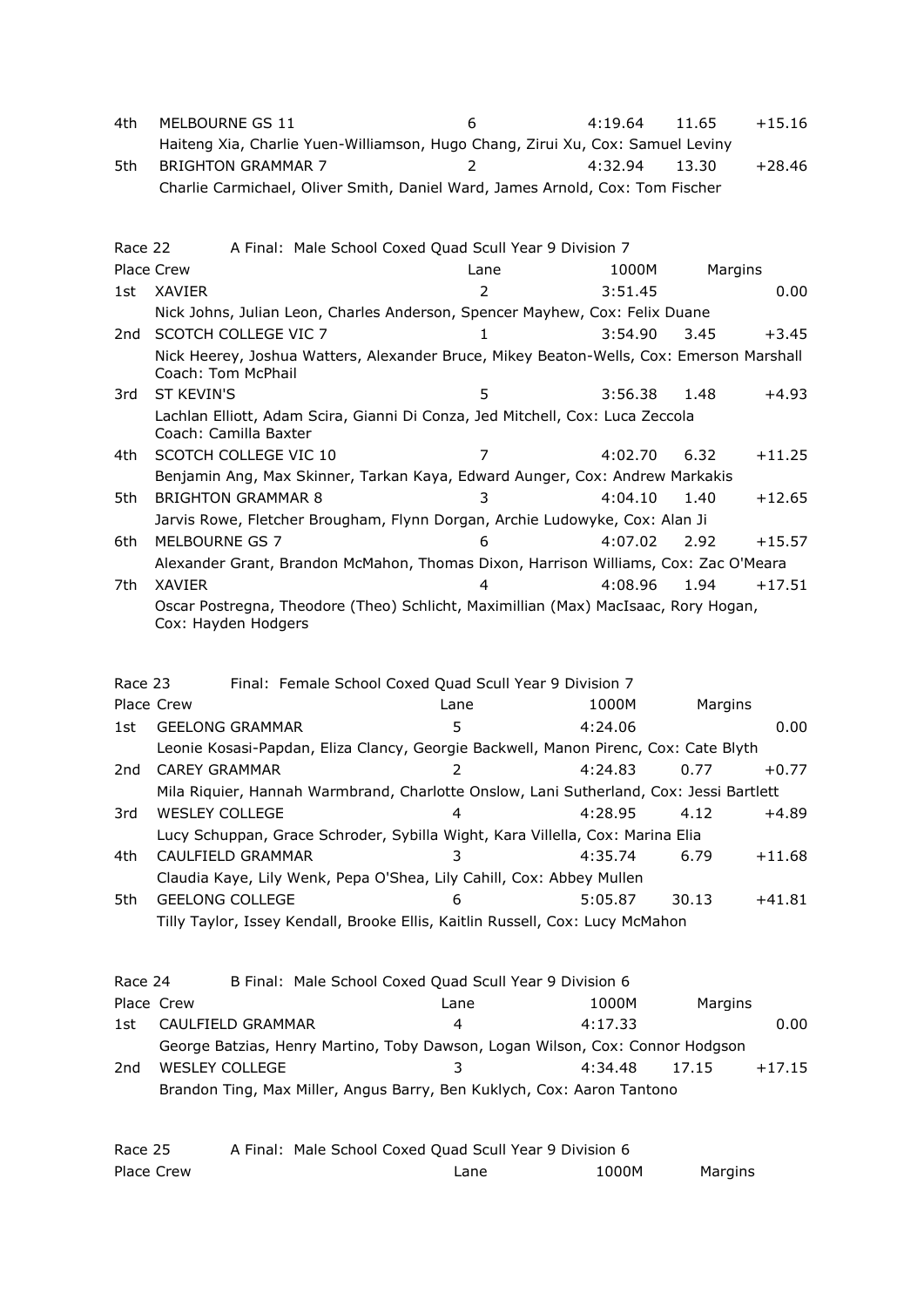| Place | Crew | Lane | 1000M | Margins | |
|---|---|---|---|---|---|
| 4th | MELBOURNE GS 11 | 6 | 4:19.64 | 11.65 | +15.16 |
| | Haiteng Xia, Charlie Yuen-Williamson, Hugo Chang, Zirui Xu, Cox: Samuel Leviny | | | | |
| 5th | BRIGHTON GRAMMAR 7 | 2 | 4:32.94 | 13.30 | +28.46 |
| | Charlie Carmichael, Oliver Smith, Daniel Ward, James Arnold, Cox: Tom Fischer | | | | |

Race 22 A Final: Male School Coxed Quad Scull Year 9 Division 7

| Place | Crew | Lane | 1000M | Margins | |
|---|---|---|---|---|---|
| 1st | XAVIER | 2 | 3:51.45 | | 0.00 |
| | Nick Johns, Julian Leon, Charles Anderson, Spencer Mayhew, Cox: Felix Duane | | | | |
| 2nd | SCOTCH COLLEGE VIC 7 | 1 | 3:54.90 | 3.45 | +3.45 |
| | Nick Heerey, Joshua Watters, Alexander Bruce, Mikey Beaton-Wells, Cox: Emerson Marshall Coach: Tom McPhail | | | | |
| 3rd | ST KEVIN'S | 5 | 3:56.38 | 1.48 | +4.93 |
| | Lachlan Elliott, Adam Scira, Gianni Di Conza, Jed Mitchell, Cox: Luca Zeccola Coach: Camilla Baxter | | | | |
| 4th | SCOTCH COLLEGE VIC 10 | 7 | 4:02.70 | 6.32 | +11.25 |
| | Benjamin Ang, Max Skinner, Tarkan Kaya, Edward Aunger, Cox: Andrew Markakis | | | | |
| 5th | BRIGHTON GRAMMAR 8 | 3 | 4:04.10 | 1.40 | +12.65 |
| | Jarvis Rowe, Fletcher Brougham, Flynn Dorgan, Archie Ludowyke, Cox: Alan Ji | | | | |
| 6th | MELBOURNE GS 7 | 6 | 4:07.02 | 2.92 | +15.57 |
| | Alexander Grant, Brandon McMahon, Thomas Dixon, Harrison Williams, Cox: Zac O'Meara | | | | |
| 7th | XAVIER | 4 | 4:08.96 | 1.94 | +17.51 |
| | Oscar Postregna, Theodore (Theo) Schlicht, Maximillian (Max) MacIsaac, Rory Hogan, Cox: Hayden Hodgers | | | | |

Race 23 Final: Female School Coxed Quad Scull Year 9 Division 7

| Place | Crew | Lane | 1000M | Margins | |
|---|---|---|---|---|---|
| 1st | GEELONG GRAMMAR | 5 | 4:24.06 | | 0.00 |
| | Leonie Kosasi-Papdan, Eliza Clancy, Georgie Backwell, Manon Pirenc, Cox: Cate Blyth | | | | |
| 2nd | CAREY GRAMMAR | 2 | 4:24.83 | 0.77 | +0.77 |
| | Mila Riquier, Hannah Warmbrand, Charlotte Onslow, Lani Sutherland, Cox: Jessi Bartlett | | | | |
| 3rd | WESLEY COLLEGE | 4 | 4:28.95 | 4.12 | +4.89 |
| | Lucy Schuppan, Grace Schroder, Sybilla Wight, Kara Villella, Cox: Marina Elia | | | | |
| 4th | CAULFIELD GRAMMAR | 3 | 4:35.74 | 6.79 | +11.68 |
| | Claudia Kaye, Lily Wenk, Pepa O'Shea, Lily Cahill, Cox: Abbey Mullen | | | | |
| 5th | GEELONG COLLEGE | 6 | 5:05.87 | 30.13 | +41.81 |
| | Tilly Taylor, Issey Kendall, Brooke Ellis, Kaitlin Russell, Cox: Lucy McMahon | | | | |

Race 24 B Final: Male School Coxed Quad Scull Year 9 Division 6

| Place | Crew | Lane | 1000M | Margins | |
|---|---|---|---|---|---|
| 1st | CAULFIELD GRAMMAR | 4 | 4:17.33 | | 0.00 |
| | George Batzias, Henry Martino, Toby Dawson, Logan Wilson, Cox: Connor Hodgson | | | | |
| 2nd | WESLEY COLLEGE | 3 | 4:34.48 | 17.15 | +17.15 |
| | Brandon Ting, Max Miller, Angus Barry, Ben Kuklych, Cox: Aaron Tantono | | | | |

Race 25 A Final: Male School Coxed Quad Scull Year 9 Division 6

| Place | Crew | Lane | 1000M | Margins |
|---|---|---|---|---|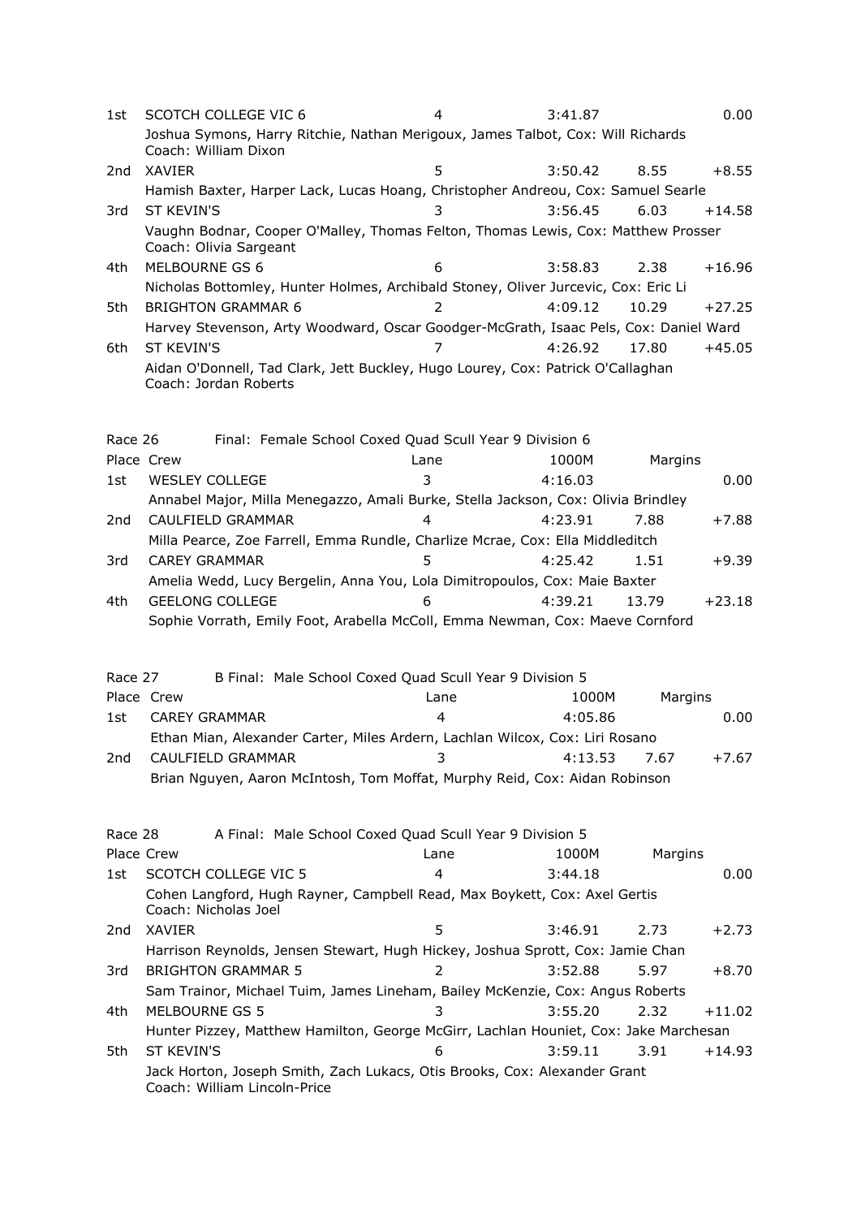| Place | Crew | Lane | 1000M | Margins | |
|---|---|---|---|---|---|
| 1st | SCOTCH COLLEGE VIC 6 | 4 | 3:41.87 | | 0.00 |
| | Joshua Symons, Harry Ritchie, Nathan Merigoux, James Talbot, Cox: Will Richards<br>Coach: William Dixon | | | | |
| 2nd | XAVIER | 5 | 3:50.42 | 8.55 | +8.55 |
| | Hamish Baxter, Harper Lack, Lucas Hoang, Christopher Andreou, Cox: Samuel Searle | | | | |
| 3rd | ST KEVIN'S | 3 | 3:56.45 | 6.03 | +14.58 |
| | Vaughn Bodnar, Cooper O'Malley, Thomas Felton, Thomas Lewis, Cox: Matthew Prosser<br>Coach: Olivia Sargeant | | | | |
| 4th | MELBOURNE GS 6 | 6 | 3:58.83 | 2.38 | +16.96 |
| | Nicholas Bottomley, Hunter Holmes, Archibald Stoney, Oliver Jurcevic, Cox: Eric Li | | | | |
| 5th | BRIGHTON GRAMMAR 6 | 2 | 4:09.12 | 10.29 | +27.25 |
| | Harvey Stevenson, Arty Woodward, Oscar Goodger-McGrath, Isaac Pels, Cox: Daniel Ward | | | | |
| 6th | ST KEVIN'S | 7 | 4:26.92 | 17.80 | +45.05 |
| | Aidan O'Donnell, Tad Clark, Jett Buckley, Hugo Lourey, Cox: Patrick O'Callaghan<br>Coach: Jordan Roberts | | | | |

## Race 26 Final: Female School Coxed Quad Scull Year 9 Division 6

| Place | Crew | Lane | 1000M | Margins | |
|---|---|---|---|---|---|
| 1st | WESLEY COLLEGE | 3 | 4:16.03 | | 0.00 |
| | Annabel Major, Milla Menegazzo, Amali Burke, Stella Jackson, Cox: Olivia Brindley | | | | |
| 2nd | CAULFIELD GRAMMAR | 4 | 4:23.91 | 7.88 | +7.88 |
| | Milla Pearce, Zoe Farrell, Emma Rundle, Charlize Mcrae, Cox: Ella Middleditch | | | | |
| 3rd | CAREY GRAMMAR | 5 | 4:25.42 | 1.51 | +9.39 |
| | Amelia Wedd, Lucy Bergelin, Anna You, Lola Dimitropoulos, Cox: Maie Baxter | | | | |
| 4th | GEELONG COLLEGE | 6 | 4:39.21 | 13.79 | +23.18 |
| | Sophie Vorrath, Emily Foot, Arabella McColl, Emma Newman, Cox: Maeve Cornford | | | | |

## Race 27 B Final: Male School Coxed Quad Scull Year 9 Division 5

| Place | Crew | Lane | 1000M | Margins | |
|---|---|---|---|---|---|
| 1st | CAREY GRAMMAR | 4 | 4:05.86 | | 0.00 |
| | Ethan Mian, Alexander Carter, Miles Ardern, Lachlan Wilcox, Cox: Liri Rosano | | | | |
| 2nd | CAULFIELD GRAMMAR | 3 | 4:13.53 | 7.67 | +7.67 |
| | Brian Nguyen, Aaron McIntosh, Tom Moffat, Murphy Reid, Cox: Aidan Robinson | | | | |

## Race 28 A Final: Male School Coxed Quad Scull Year 9 Division 5

| Place | Crew | Lane | 1000M | Margins | |
|---|---|---|---|---|---|
| 1st | SCOTCH COLLEGE VIC 5 | 4 | 3:44.18 | | 0.00 |
| | Cohen Langford, Hugh Rayner, Campbell Read, Max Boykett, Cox: Axel Gertis<br>Coach: Nicholas Joel | | | | |
| 2nd | XAVIER | 5 | 3:46.91 | 2.73 | +2.73 |
| | Harrison Reynolds, Jensen Stewart, Hugh Hickey, Joshua Sprott, Cox: Jamie Chan | | | | |
| 3rd | BRIGHTON GRAMMAR 5 | 2 | 3:52.88 | 5.97 | +8.70 |
| | Sam Trainor, Michael Tuim, James Lineham, Bailey McKenzie, Cox: Angus Roberts | | | | |
| 4th | MELBOURNE GS 5 | 3 | 3:55.20 | 2.32 | +11.02 |
| | Hunter Pizzey, Matthew Hamilton, George McGirr, Lachlan Houniet, Cox: Jake Marchesan | | | | |
| 5th | ST KEVIN'S | 6 | 3:59.11 | 3.91 | +14.93 |
| | Jack Horton, Joseph Smith, Zach Lukacs, Otis Brooks, Cox: Alexander Grant<br>Coach: William Lincoln-Price | | | | |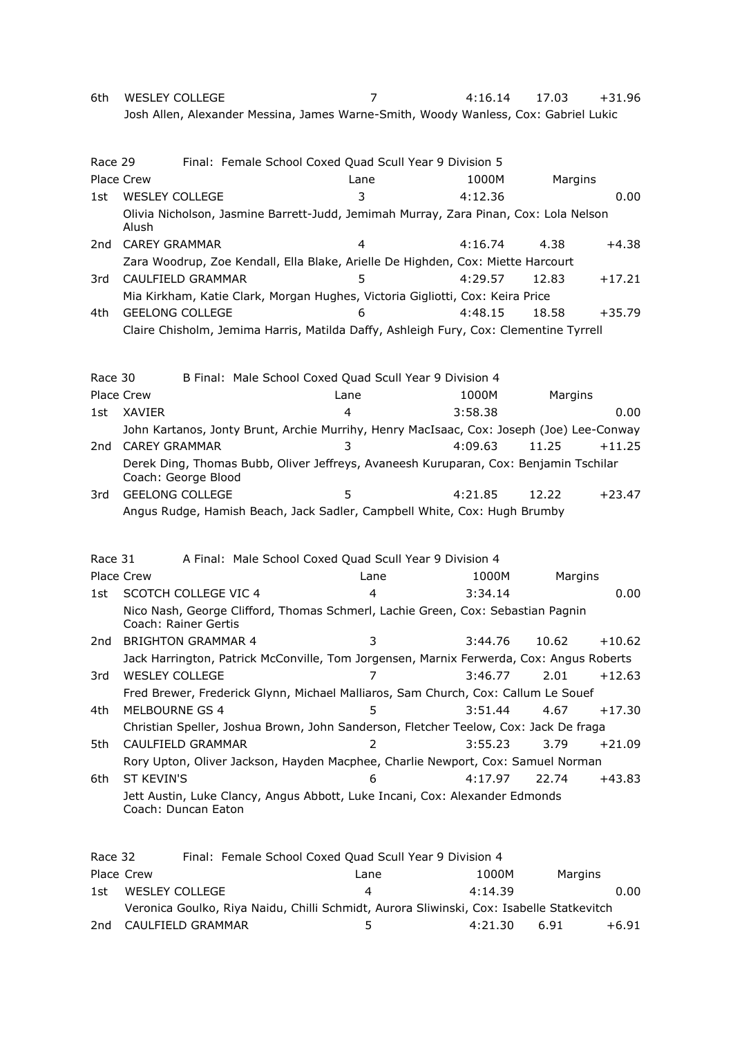| Place | Crew | Lane | 1000M | Margins | |
|---|---|---|---|---|---|
| 6th | WESLEY COLLEGE | 7 | 4:16.14 | 17.03 | +31.96 |
| | Josh Allen, Alexander Messina, James Warne-Smith, Woody Wanless, Cox: Gabriel Lukic | | | | |

Race 29 Final: Female School Coxed Quad Scull Year 9 Division 5

| Place | Crew | Lane | 1000M | Margins | |
|---|---|---|---|---|---|
| 1st | WESLEY COLLEGE | 3 | 4:12.36 | | 0.00 |
| | Olivia Nicholson, Jasmine Barrett-Judd, Jemimah Murray, Zara Pinan, Cox: Lola Nelson Alush | | | | |
| 2nd | CAREY GRAMMAR | 4 | 4:16.74 | 4.38 | +4.38 |
| | Zara Woodrup, Zoe Kendall, Ella Blake, Arielle De Highden, Cox: Miette Harcourt | | | | |
| 3rd | CAULFIELD GRAMMAR | 5 | 4:29.57 | 12.83 | +17.21 |
| | Mia Kirkham, Katie Clark, Morgan Hughes, Victoria Gigliotti, Cox: Keira Price | | | | |
| 4th | GEELONG COLLEGE | 6 | 4:48.15 | 18.58 | +35.79 |
| | Claire Chisholm, Jemima Harris, Matilda Daffy, Ashleigh Fury, Cox: Clementine Tyrrell | | | | |

Race 30 B Final: Male School Coxed Quad Scull Year 9 Division 4

| Place | Crew | Lane | 1000M | Margins | |
|---|---|---|---|---|---|
| 1st | XAVIER | 4 | 3:58.38 | | 0.00 |
| | John Kartanos, Jonty Brunt, Archie Murrihy, Henry MacIsaac, Cox: Joseph (Joe) Lee-Conway | | | | |
| 2nd | CAREY GRAMMAR | 3 | 4:09.63 | 11.25 | +11.25 |
| | Derek Ding, Thomas Bubb, Oliver Jeffreys, Avaneesh Kuruparan, Cox: Benjamin Tschilar Coach: George Blood | | | | |
| 3rd | GEELONG COLLEGE | 5 | 4:21.85 | 12.22 | +23.47 |
| | Angus Rudge, Hamish Beach, Jack Sadler, Campbell White, Cox: Hugh Brumby | | | | |

Race 31 A Final: Male School Coxed Quad Scull Year 9 Division 4

| Place | Crew | Lane | 1000M | Margins | |
|---|---|---|---|---|---|
| 1st | SCOTCH COLLEGE VIC 4 | 4 | 3:34.14 | | 0.00 |
| | Nico Nash, George Clifford, Thomas Schmerl, Lachie Green, Cox: Sebastian Pagnin Coach: Rainer Gertis | | | | |
| 2nd | BRIGHTON GRAMMAR 4 | 3 | 3:44.76 | 10.62 | +10.62 |
| | Jack Harrington, Patrick McConville, Tom Jorgensen, Marnix Ferwerda, Cox: Angus Roberts | | | | |
| 3rd | WESLEY COLLEGE | 7 | 3:46.77 | 2.01 | +12.63 |
| | Fred Brewer, Frederick Glynn, Michael Malliaros, Sam Church, Cox: Callum Le Souef | | | | |
| 4th | MELBOURNE GS 4 | 5 | 3:51.44 | 4.67 | +17.30 |
| | Christian Speller, Joshua Brown, John Sanderson, Fletcher Teelow, Cox: Jack De fraga | | | | |
| 5th | CAULFIELD GRAMMAR | 2 | 3:55.23 | 3.79 | +21.09 |
| | Rory Upton, Oliver Jackson, Hayden Macphee, Charlie Newport, Cox: Samuel Norman | | | | |
| 6th | ST KEVIN'S | 6 | 4:17.97 | 22.74 | +43.83 |
| | Jett Austin, Luke Clancy, Angus Abbott, Luke Incani, Cox: Alexander Edmonds Coach: Duncan Eaton | | | | |

Race 32 Final: Female School Coxed Quad Scull Year 9 Division 4

| Place | Crew | Lane | 1000M | Margins | |
|---|---|---|---|---|---|
| 1st | WESLEY COLLEGE | 4 | 4:14.39 | | 0.00 |
| | Veronica Goulko, Riya Naidu, Chilli Schmidt, Aurora Sliwinski, Cox: Isabelle Statkevitch | | | | |
| 2nd | CAULFIELD GRAMMAR | 5 | 4:21.30 | 6.91 | +6.91 |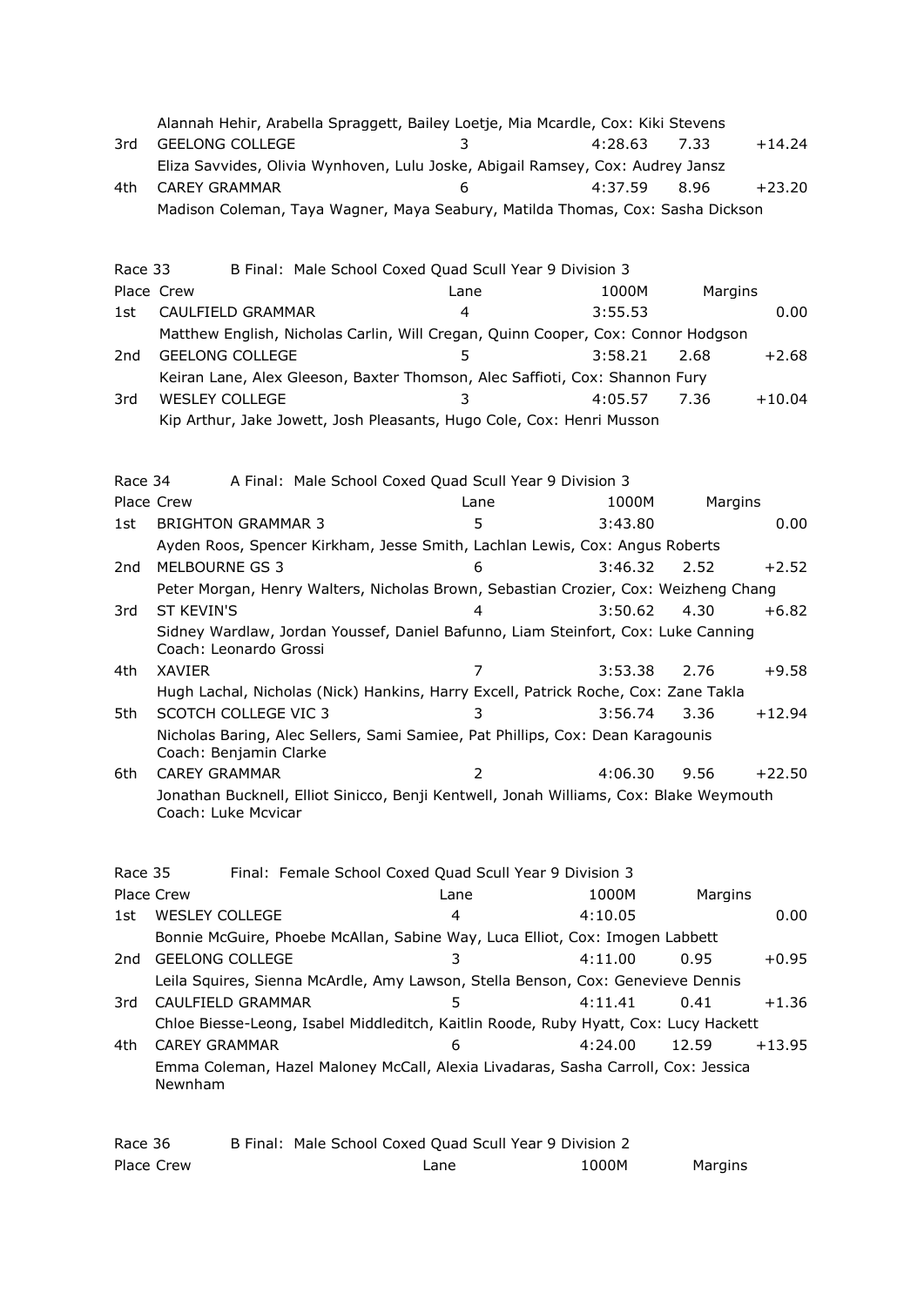Alannah Hehir, Arabella Spraggett, Bailey Loetje, Mia Mcardle, Cox: Kiki Stevens

| Place | Crew | Lane | 1000M | Margins | |
|---|---|---|---|---|---|
| 3rd | GEELONG COLLEGE | 3 | 4:28.63 | 7.33 | +14.24 |
| | Eliza Savvides, Olivia Wynhoven, Lulu Joske, Abigail Ramsey, Cox: Audrey Jansz | | | | |
| 4th | CAREY GRAMMAR | 6 | 4:37.59 | 8.96 | +23.20 |
| | Madison Coleman, Taya Wagner, Maya Seabury, Matilda Thomas, Cox: Sasha Dickson | | | | |

## Race 33 B Final: Male School Coxed Quad Scull Year 9 Division 3

| Place | Crew | Lane | 1000M | Margins | |
|---|---|---|---|---|---|
| 1st | CAULFIELD GRAMMAR | 4 | 3:55.53 | | 0.00 |
| | Matthew English, Nicholas Carlin, Will Cregan, Quinn Cooper, Cox: Connor Hodgson | | | | |
| 2nd | GEELONG COLLEGE | 5 | 3:58.21 | 2.68 | +2.68 |
| | Keiran Lane, Alex Gleeson, Baxter Thomson, Alec Saffioti, Cox: Shannon Fury | | | | |
| 3rd | WESLEY COLLEGE | 3 | 4:05.57 | 7.36 | +10.04 |
| | Kip Arthur, Jake Jowett, Josh Pleasants, Hugo Cole, Cox: Henri Musson | | | | |

## Race 34 A Final: Male School Coxed Quad Scull Year 9 Division 3

| Place | Crew | Lane | 1000M | Margins | |
|---|---|---|---|---|---|
| 1st | BRIGHTON GRAMMAR 3 | 5 | 3:43.80 | | 0.00 |
| | Ayden Roos, Spencer Kirkham, Jesse Smith, Lachlan Lewis, Cox: Angus Roberts | | | | |
| 2nd | MELBOURNE GS 3 | 6 | 3:46.32 | 2.52 | +2.52 |
| | Peter Morgan, Henry Walters, Nicholas Brown, Sebastian Crozier, Cox: Weizheng Chang | | | | |
| 3rd | ST KEVIN'S | 4 | 3:50.62 | 4.30 | +6.82 |
| | Sidney Wardlaw, Jordan Youssef, Daniel Bafunno, Liam Steinfort, Cox: Luke Canning Coach: Leonardo Grossi | | | | |
| 4th | XAVIER | 7 | 3:53.38 | 2.76 | +9.58 |
| | Hugh Lachal, Nicholas (Nick) Hankins, Harry Excell, Patrick Roche, Cox: Zane Takla | | | | |
| 5th | SCOTCH COLLEGE VIC 3 | 3 | 3:56.74 | 3.36 | +12.94 |
| | Nicholas Baring, Alec Sellers, Sami Samiee, Pat Phillips, Cox: Dean Karagounis Coach: Benjamin Clarke | | | | |
| 6th | CAREY GRAMMAR | 2 | 4:06.30 | 9.56 | +22.50 |
| | Jonathan Bucknell, Elliot Sinicco, Benji Kentwell, Jonah Williams, Cox: Blake Weymouth Coach: Luke Mcvicar | | | | |

## Race 35 Final: Female School Coxed Quad Scull Year 9 Division 3

| Place | Crew | Lane | 1000M | Margins | |
|---|---|---|---|---|---|
| 1st | WESLEY COLLEGE | 4 | 4:10.05 | | 0.00 |
| | Bonnie McGuire, Phoebe McAllan, Sabine Way, Luca Elliot, Cox: Imogen Labbett | | | | |
| 2nd | GEELONG COLLEGE | 3 | 4:11.00 | 0.95 | +0.95 |
| | Leila Squires, Sienna McArdle, Amy Lawson, Stella Benson, Cox: Genevieve Dennis | | | | |
| 3rd | CAULFIELD GRAMMAR | 5 | 4:11.41 | 0.41 | +1.36 |
| | Chloe Biesse-Leong, Isabel Middleditch, Kaitlin Roode, Ruby Hyatt, Cox: Lucy Hackett | | | | |
| 4th | CAREY GRAMMAR | 6 | 4:24.00 | 12.59 | +13.95 |
| | Emma Coleman, Hazel Maloney McCall, Alexia Livadaras, Sasha Carroll, Cox: Jessica Newnham | | | | |

## Race 36 B Final: Male School Coxed Quad Scull Year 9 Division 2

| Place | Crew | Lane | 1000M | Margins |
|---|---|---|---|---|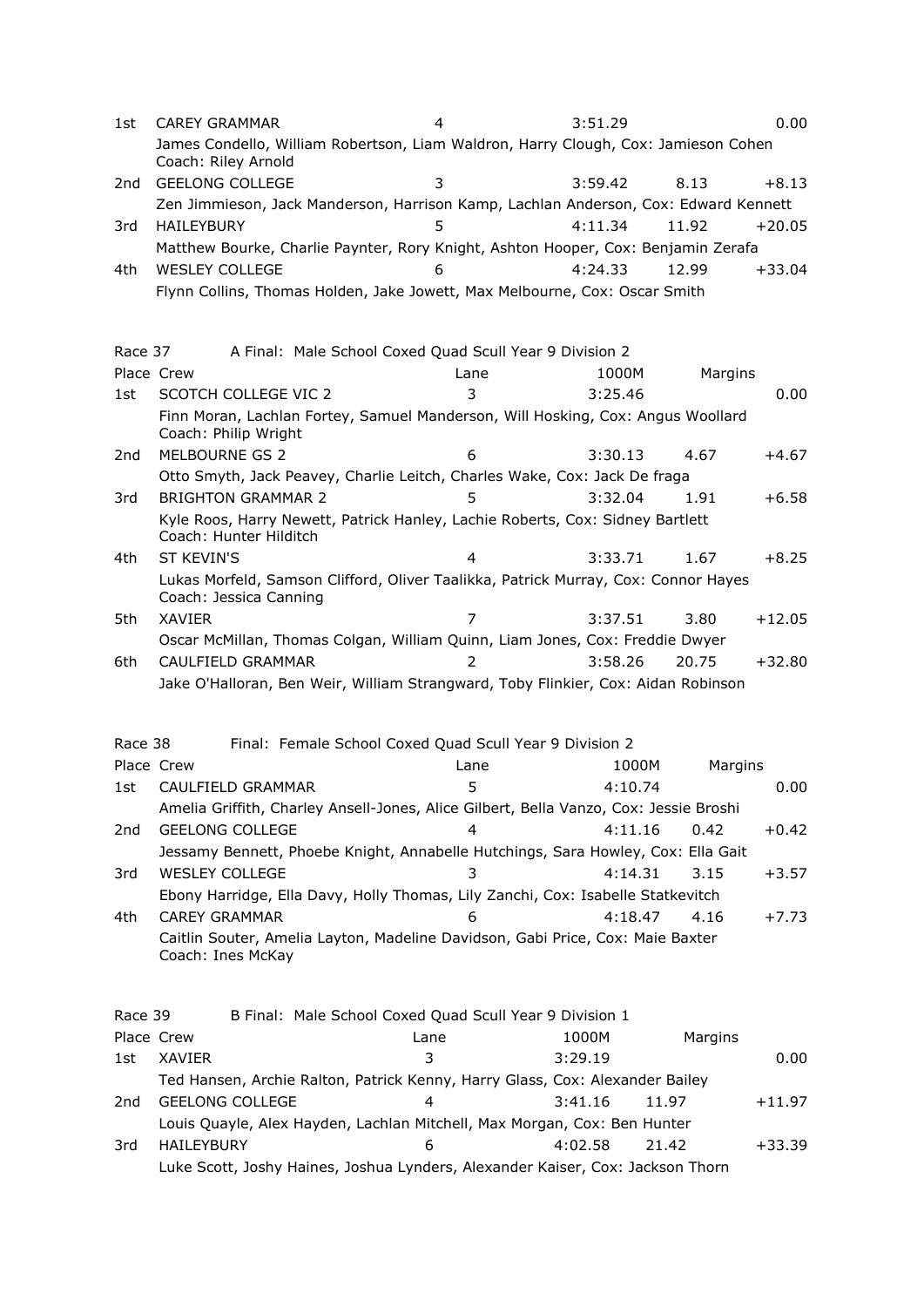| Place | Crew | Lane | 1000M | | Margins |
|---|---|---|---|---|---|
| 1st | CAREY GRAMMAR | 4 | 3:51.29 | | 0.00 |
| | James Condello, William Robertson, Liam Waldron, Harry Clough, Cox: Jamieson Cohen Coach: Riley Arnold | | | | |
| 2nd | GEELONG COLLEGE | 3 | 3:59.42 | 8.13 | +8.13 |
| | Zen Jimmieson, Jack Manderson, Harrison Kamp, Lachlan Anderson, Cox: Edward Kennett | | | | |
| 3rd | HAILEYBURY | 5 | 4:11.34 | 11.92 | +20.05 |
| | Matthew Bourke, Charlie Paynter, Rory Knight, Ashton Hooper, Cox: Benjamin Zerafa | | | | |
| 4th | WESLEY COLLEGE | 6 | 4:24.33 | 12.99 | +33.04 |
| | Flynn Collins, Thomas Holden, Jake Jowett, Max Melbourne, Cox: Oscar Smith | | | | |

Race 37 A Final: Male School Coxed Quad Scull Year 9 Division 2

| Place | Crew | Lane | 1000M | Margins | |
|---|---|---|---|---|---|
| 1st | SCOTCH COLLEGE VIC 2 | 3 | 3:25.46 | | 0.00 |
| | Finn Moran, Lachlan Fortey, Samuel Manderson, Will Hosking, Cox: Angus Woollard Coach: Philip Wright | | | | |
| 2nd | MELBOURNE GS 2 | 6 | 3:30.13 | 4.67 | +4.67 |
| | Otto Smyth, Jack Peavey, Charlie Leitch, Charles Wake, Cox: Jack De fraga | | | | |
| 3rd | BRIGHTON GRAMMAR 2 | 5 | 3:32.04 | 1.91 | +6.58 |
| | Kyle Roos, Harry Newett, Patrick Hanley, Lachie Roberts, Cox: Sidney Bartlett Coach: Hunter Hilditch | | | | |
| 4th | ST KEVIN'S | 4 | 3:33.71 | 1.67 | +8.25 |
| | Lukas Morfeld, Samson Clifford, Oliver Taalikka, Patrick Murray, Cox: Connor Hayes Coach: Jessica Canning | | | | |
| 5th | XAVIER | 7 | 3:37.51 | 3.80 | +12.05 |
| | Oscar McMillan, Thomas Colgan, William Quinn, Liam Jones, Cox: Freddie Dwyer | | | | |
| 6th | CAULFIELD GRAMMAR | 2 | 3:58.26 | 20.75 | +32.80 |
| | Jake O'Halloran, Ben Weir, William Strangward, Toby Flinkier, Cox: Aidan Robinson | | | | |

Race 38 Final: Female School Coxed Quad Scull Year 9 Division 2

| Place | Crew | Lane | 1000M | Margins | |
|---|---|---|---|---|---|
| 1st | CAULFIELD GRAMMAR | 5 | 4:10.74 | | 0.00 |
| | Amelia Griffith, Charley Ansell-Jones, Alice Gilbert, Bella Vanzo, Cox: Jessie Broshi | | | | |
| 2nd | GEELONG COLLEGE | 4 | 4:11.16 | 0.42 | +0.42 |
| | Jessamy Bennett, Phoebe Knight, Annabelle Hutchings, Sara Howley, Cox: Ella Gait | | | | |
| 3rd | WESLEY COLLEGE | 3 | 4:14.31 | 3.15 | +3.57 |
| | Ebony Harridge, Ella Davy, Holly Thomas, Lily Zanchi, Cox: Isabelle Statkevitch | | | | |
| 4th | CAREY GRAMMAR | 6 | 4:18.47 | 4.16 | +7.73 |
| | Caitlin Souter, Amelia Layton, Madeline Davidson, Gabi Price, Cox: Maie Baxter Coach: Ines McKay | | | | |

Race 39 B Final: Male School Coxed Quad Scull Year 9 Division 1

| Place | Crew | Lane | 1000M | Margins | |
|---|---|---|---|---|---|
| 1st | XAVIER | 3 | 3:29.19 | | 0.00 |
| | Ted Hansen, Archie Ralton, Patrick Kenny, Harry Glass, Cox: Alexander Bailey | | | | |
| 2nd | GEELONG COLLEGE | 4 | 3:41.16 | 11.97 | +11.97 |
| | Louis Quayle, Alex Hayden, Lachlan Mitchell, Max Morgan, Cox: Ben Hunter | | | | |
| 3rd | HAILEYBURY | 6 | 4:02.58 | 21.42 | +33.39 |
| | Luke Scott, Joshy Haines, Joshua Lynders, Alexander Kaiser, Cox: Jackson Thorn | | | | |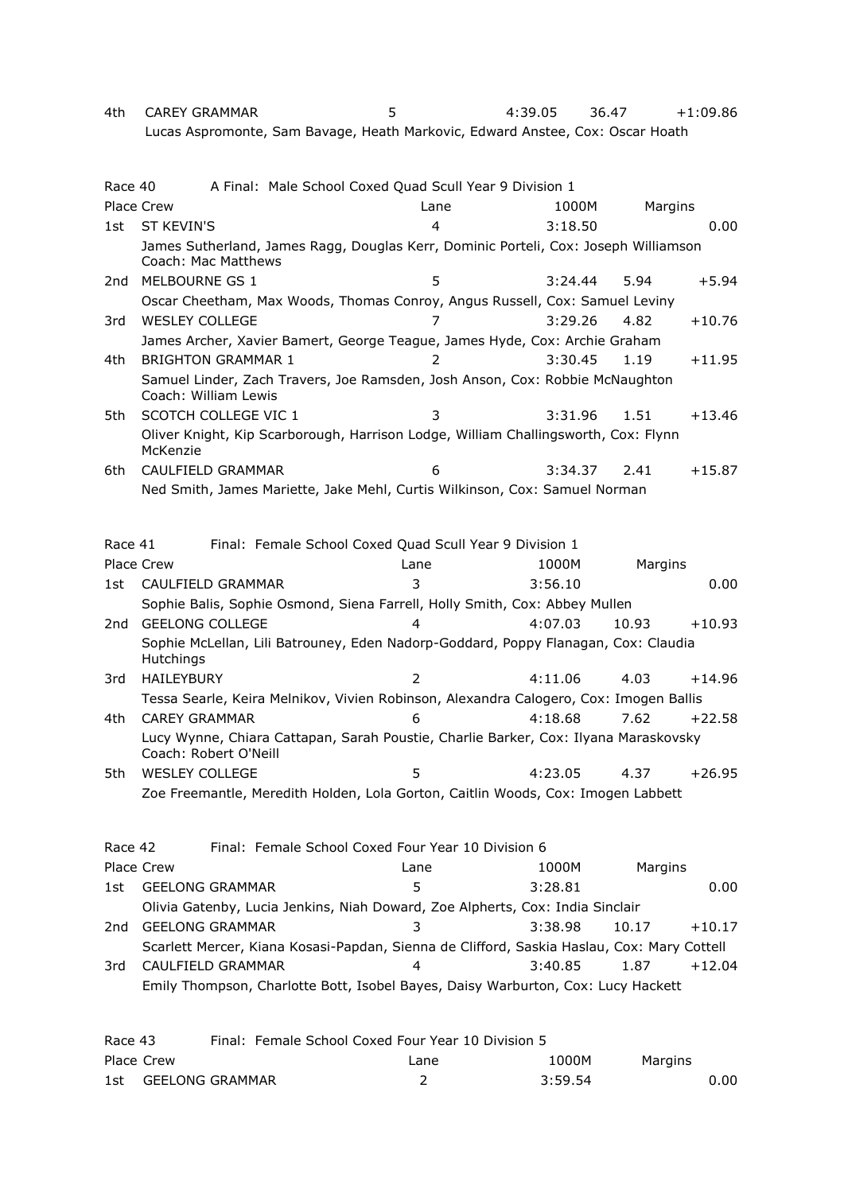| Place | Crew | Lane | 1000M | Margins | |
|---|---|---|---|---|---|
| 4th | CAREY GRAMMAR | 5 | 4:39.05 | 36.47 | +1:09.86 |
| | Lucas Aspromonte, Sam Bavage, Heath Markovic, Edward Anstee, Cox: Oscar Hoath | | | | |

Race 40 A Final: Male School Coxed Quad Scull Year 9 Division 1

| Place | Crew | Lane | 1000M | Margins | |
|---|---|---|---|---|---|
| 1st | ST KEVIN'S | 4 | 3:18.50 | | 0.00 |
| | James Sutherland, James Ragg, Douglas Kerr, Dominic Porteli, Cox: Joseph Williamson Coach: Mac Matthews | | | | |
| 2nd | MELBOURNE GS 1 | 5 | 3:24.44 | 5.94 | +5.94 |
| | Oscar Cheetham, Max Woods, Thomas Conroy, Angus Russell, Cox: Samuel Leviny | | | | |
| 3rd | WESLEY COLLEGE | 7 | 3:29.26 | 4.82 | +10.76 |
| | James Archer, Xavier Bamert, George Teague, James Hyde, Cox: Archie Graham | | | | |
| 4th | BRIGHTON GRAMMAR 1 | 2 | 3:30.45 | 1.19 | +11.95 |
| | Samuel Linder, Zach Travers, Joe Ramsden, Josh Anson, Cox: Robbie McNaughton Coach: William Lewis | | | | |
| 5th | SCOTCH COLLEGE VIC 1 | 3 | 3:31.96 | 1.51 | +13.46 |
| | Oliver Knight, Kip Scarborough, Harrison Lodge, William Challingsworth, Cox: Flynn McKenzie | | | | |
| 6th | CAULFIELD GRAMMAR | 6 | 3:34.37 | 2.41 | +15.87 |
| | Ned Smith, James Mariette, Jake Mehl, Curtis Wilkinson, Cox: Samuel Norman | | | | |

Race 41 Final: Female School Coxed Quad Scull Year 9 Division 1

| Place | Crew | Lane | 1000M | Margins | |
|---|---|---|---|---|---|
| 1st | CAULFIELD GRAMMAR | 3 | 3:56.10 | | 0.00 |
| | Sophie Balis, Sophie Osmond, Siena Farrell, Holly Smith, Cox: Abbey Mullen | | | | |
| 2nd | GEELONG COLLEGE | 4 | 4:07.03 | 10.93 | +10.93 |
| | Sophie McLellan, Lili Batrouney, Eden Nadorp-Goddard, Poppy Flanagan, Cox: Claudia Hutchings | | | | |
| 3rd | HAILEYBURY | 2 | 4:11.06 | 4.03 | +14.96 |
| | Tessa Searle, Keira Melnikov, Vivien Robinson, Alexandra Calogero, Cox: Imogen Ballis | | | | |
| 4th | CAREY GRAMMAR | 6 | 4:18.68 | 7.62 | +22.58 |
| | Lucy Wynne, Chiara Cattapan, Sarah Poustie, Charlie Barker, Cox: Ilyana Maraskovsky Coach: Robert O'Neill | | | | |
| 5th | WESLEY COLLEGE | 5 | 4:23.05 | 4.37 | +26.95 |
| | Zoe Freemantle, Meredith Holden, Lola Gorton, Caitlin Woods, Cox: Imogen Labbett | | | | |

Race 42 Final: Female School Coxed Four Year 10 Division 6

| Place | Crew | Lane | 1000M | Margins | |
|---|---|---|---|---|---|
| 1st | GEELONG GRAMMAR | 5 | 3:28.81 | | 0.00 |
| | Olivia Gatenby, Lucia Jenkins, Niah Doward, Zoe Alpherts, Cox: India Sinclair | | | | |
| 2nd | GEELONG GRAMMAR | 3 | 3:38.98 | 10.17 | +10.17 |
| | Scarlett Mercer, Kiana Kosasi-Papdan, Sienna de Clifford, Saskia Haslau, Cox: Mary Cottell | | | | |
| 3rd | CAULFIELD GRAMMAR | 4 | 3:40.85 | 1.87 | +12.04 |
| | Emily Thompson, Charlotte Bott, Isobel Bayes, Daisy Warburton, Cox: Lucy Hackett | | | | |

Race 43 Final: Female School Coxed Four Year 10 Division 5

| Place | Crew | Lane | 1000M | Margins | |
|---|---|---|---|---|---|
| 1st | GEELONG GRAMMAR | 2 | 3:59.54 | | 0.00 |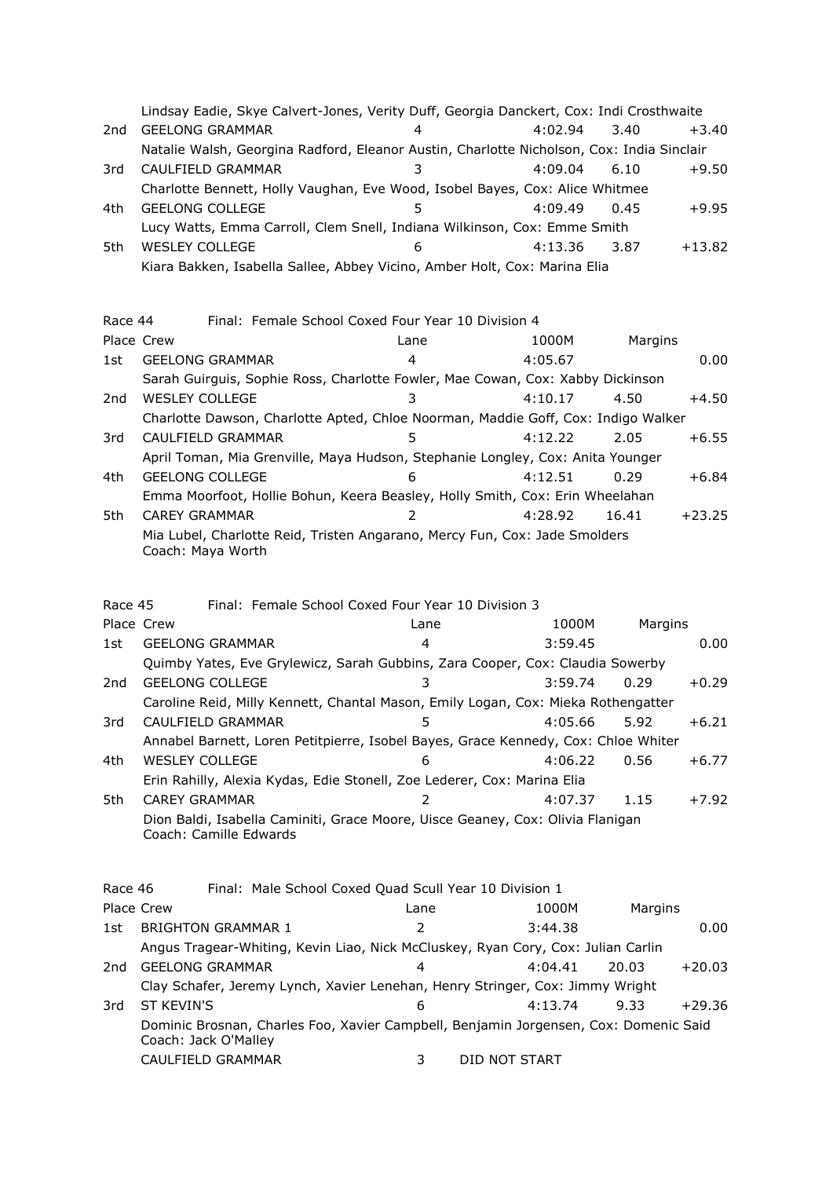Lindsay Eadie, Skye Calvert-Jones, Verity Duff, Georgia Danckert, Cox: Indi Crosthwaite

| Place | Crew | Lane | 1000M | Margins | |
|---|---|---|---|---|---|
| 2nd | GEELONG GRAMMAR | 4 | 4:02.94 | 3.40 | +3.40 |
| | Natalie Walsh, Georgina Radford, Eleanor Austin, Charlotte Nicholson, Cox: India Sinclair | | | | |
| 3rd | CAULFIELD GRAMMAR | 3 | 4:09.04 | 6.10 | +9.50 |
| | Charlotte Bennett, Holly Vaughan, Eve Wood, Isobel Bayes, Cox: Alice Whitmee | | | | |
| 4th | GEELONG COLLEGE | 5 | 4:09.49 | 0.45 | +9.95 |
| | Lucy Watts, Emma Carroll, Clem Snell, Indiana Wilkinson, Cox: Emme Smith | | | | |
| 5th | WESLEY COLLEGE | 6 | 4:13.36 | 3.87 | +13.82 |
| | Kiara Bakken, Isabella Sallee, Abbey Vicino, Amber Holt, Cox: Marina Elia | | | | |

Race 44 Final: Female School Coxed Four Year 10 Division 4

| Place | Crew | Lane | 1000M | Margins | |
|---|---|---|---|---|---|
| 1st | GEELONG GRAMMAR | 4 | 4:05.67 | | 0.00 |
| | Sarah Guirguis, Sophie Ross, Charlotte Fowler, Mae Cowan, Cox: Xabby Dickinson | | | | |
| 2nd | WESLEY COLLEGE | 3 | 4:10.17 | 4.50 | +4.50 |
| | Charlotte Dawson, Charlotte Apted, Chloe Noorman, Maddie Goff, Cox: Indigo Walker | | | | |
| 3rd | CAULFIELD GRAMMAR | 5 | 4:12.22 | 2.05 | +6.55 |
| | April Toman, Mia Grenville, Maya Hudson, Stephanie Longley, Cox: Anita Younger | | | | |
| 4th | GEELONG COLLEGE | 6 | 4:12.51 | 0.29 | +6.84 |
| | Emma Moorfoot, Hollie Bohun, Keera Beasley, Holly Smith, Cox: Erin Wheelahan | | | | |
| 5th | CAREY GRAMMAR | 2 | 4:28.92 | 16.41 | +23.25 |
| | Mia Lubel, Charlotte Reid, Tristen Angarano, Mercy Fun, Cox: Jade Smolders<br>Coach: Maya Worth | | | | |

Race 45 Final: Female School Coxed Four Year 10 Division 3

| Place | Crew | Lane | 1000M | Margins | |
|---|---|---|---|---|---|
| 1st | GEELONG GRAMMAR | 4 | 3:59.45 | | 0.00 |
| | Quimby Yates, Eve Grylewicz, Sarah Gubbins, Zara Cooper, Cox: Claudia Sowerby | | | | |
| 2nd | GEELONG COLLEGE | 3 | 3:59.74 | 0.29 | +0.29 |
| | Caroline Reid, Milly Kennett, Chantal Mason, Emily Logan, Cox: Mieka Rothengatter | | | | |
| 3rd | CAULFIELD GRAMMAR | 5 | 4:05.66 | 5.92 | +6.21 |
| | Annabel Barnett, Loren Petitpierre, Isobel Bayes, Grace Kennedy, Cox: Chloe Whiter | | | | |
| 4th | WESLEY COLLEGE | 6 | 4:06.22 | 0.56 | +6.77 |
| | Erin Rahilly, Alexia Kydas, Edie Stonell, Zoe Lederer, Cox: Marina Elia | | | | |
| 5th | CAREY GRAMMAR | 2 | 4:07.37 | 1.15 | +7.92 |
| | Dion Baldi, Isabella Caminiti, Grace Moore, Uisce Geaney, Cox: Olivia Flanigan<br>Coach: Camille Edwards | | | | |

Race 46 Final: Male School Coxed Quad Scull Year 10 Division 1

| Place | Crew | Lane | 1000M | Margins | |
|---|---|---|---|---|---|
| 1st | BRIGHTON GRAMMAR 1 | 2 | 3:44.38 | | 0.00 |
| | Angus Tragear-Whiting, Kevin Liao, Nick McCluskey, Ryan Cory, Cox: Julian Carlin | | | | |
| 2nd | GEELONG GRAMMAR | 4 | 4:04.41 | 20.03 | +20.03 |
| | Clay Schafer, Jeremy Lynch, Xavier Lenehan, Henry Stringer, Cox: Jimmy Wright | | | | |
| 3rd | ST KEVIN'S | 6 | 4:13.74 | 9.33 | +29.36 |
| | Dominic Brosnan, Charles Foo, Xavier Campbell, Benjamin Jorgensen, Cox: Domenic Said<br>Coach: Jack O'Malley | | | | |
| | CAULFIELD GRAMMAR | 3 | DID NOT START | | |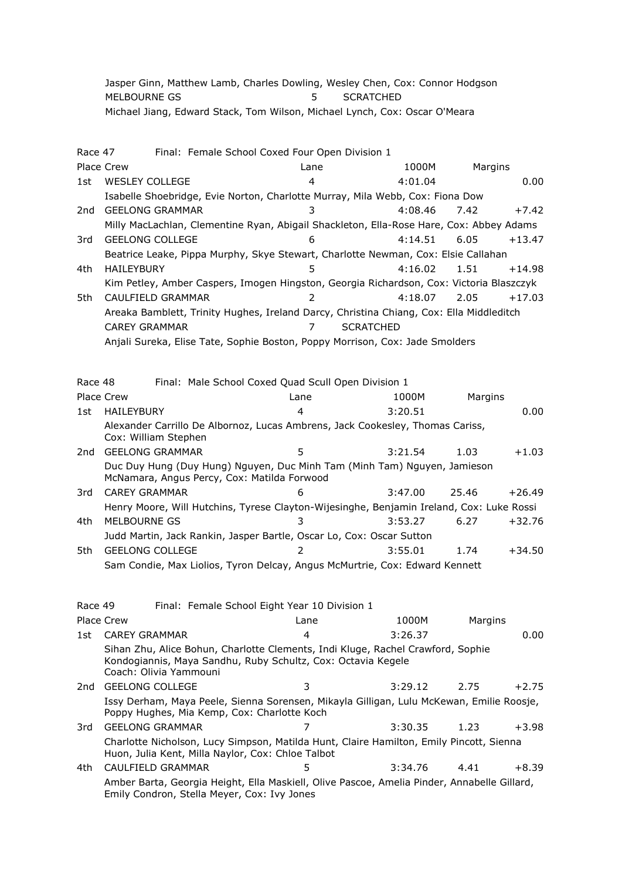Jasper Ginn, Matthew Lamb, Charles Dowling, Wesley Chen, Cox: Connor Hodgson

| Place | Crew | Lane | 1000M | Margins | |
|---|---|---|---|---|---|
| | MELBOURNE GS | 5 | SCRATCHED | | |

Michael Jiang, Edward Stack, Tom Wilson, Michael Lynch, Cox: Oscar O'Meara

## Race 47 Final: Female School Coxed Four Open Division 1

| Place | Crew | Lane | 1000M | Margins | |
|---|---|---|---|---|---|
| 1st | WESLEY COLLEGE | 4 | 4:01.04 | | 0.00 |
| | Isabelle Shoebridge, Evie Norton, Charlotte Murray, Mila Webb, Cox: Fiona Dow | | | | |
| 2nd | GEELONG GRAMMAR | 3 | 4:08.46 | 7.42 | +7.42 |
| | Milly MacLachlan, Clementine Ryan, Abigail Shackleton, Ella-Rose Hare, Cox: Abbey Adams | | | | |
| 3rd | GEELONG COLLEGE | 6 | 4:14.51 | 6.05 | +13.47 |
| | Beatrice Leake, Pippa Murphy, Skye Stewart, Charlotte Newman, Cox: Elsie Callahan | | | | |
| 4th | HAILEYBURY | 5 | 4:16.02 | 1.51 | +14.98 |
| | Kim Petley, Amber Caspers, Imogen Hingston, Georgia Richardson, Cox: Victoria Blaszczyk | | | | |
| 5th | CAULFIELD GRAMMAR | 2 | 4:18.07 | 2.05 | +17.03 |
| | Areaka Bamblett, Trinity Hughes, Ireland Darcy, Christina Chiang, Cox: Ella Middleditch | | | | |
| | CAREY GRAMMAR | 7 | SCRATCHED | | |
| | Anjali Sureka, Elise Tate, Sophie Boston, Poppy Morrison, Cox: Jade Smolders | | | | |

## Race 48 Final: Male School Coxed Quad Scull Open Division 1

| Place | Crew | Lane | 1000M | Margins | |
|---|---|---|---|---|---|
| 1st | HAILEYBURY | 4 | 3:20.51 | | 0.00 |
| | Alexander Carrillo De Albornoz, Lucas Ambrens, Jack Cookesley, Thomas Cariss, Cox: William Stephen | | | | |
| 2nd | GEELONG GRAMMAR | 5 | 3:21.54 | 1.03 | +1.03 |
| | Duc Duy Hung (Duy Hung) Nguyen, Duc Minh Tam (Minh Tam) Nguyen, Jamieson McNamara, Angus Percy, Cox: Matilda Forwood | | | | |
| 3rd | CAREY GRAMMAR | 6 | 3:47.00 | 25.46 | +26.49 |
| | Henry Moore, Will Hutchins, Tyrese Clayton-Wijesinghe, Benjamin Ireland, Cox: Luke Rossi | | | | |
| 4th | MELBOURNE GS | 3 | 3:53.27 | 6.27 | +32.76 |
| | Judd Martin, Jack Rankin, Jasper Bartle, Oscar Lo, Cox: Oscar Sutton | | | | |
| 5th | GEELONG COLLEGE | 2 | 3:55.01 | 1.74 | +34.50 |
| | Sam Condie, Max Liolios, Tyron Delcay, Angus McMurtrie, Cox: Edward Kennett | | | | |

## Race 49 Final: Female School Eight Year 10 Division 1

| Place | Crew | Lane | 1000M | Margins | |
|---|---|---|---|---|---|
| 1st | CAREY GRAMMAR | 4 | 3:26.37 | | 0.00 |
| | Sihan Zhu, Alice Bohun, Charlotte Clements, Indi Kluge, Rachel Crawford, Sophie Kondogiannis, Maya Sandhu, Ruby Schultz, Cox: Octavia Kegele Coach: Olivia Yammouni | | | | |
| 2nd | GEELONG COLLEGE | 3 | 3:29.12 | 2.75 | +2.75 |
| | Issy Derham, Maya Peele, Sienna Sorensen, Mikayla Gilligan, Lulu McKewan, Emilie Roosje, Poppy Hughes, Mia Kemp, Cox: Charlotte Koch | | | | |
| 3rd | GEELONG GRAMMAR | 7 | 3:30.35 | 1.23 | +3.98 |
| | Charlotte Nicholson, Lucy Simpson, Matilda Hunt, Claire Hamilton, Emily Pincott, Sienna Huon, Julia Kent, Milla Naylor, Cox: Chloe Talbot | | | | |
| 4th | CAULFIELD GRAMMAR | 5 | 3:34.76 | 4.41 | +8.39 |
| | Amber Barta, Georgia Height, Ella Maskiell, Olive Pascoe, Amelia Pinder, Annabelle Gillard, Emily Condron, Stella Meyer, Cox: Ivy Jones | | | | |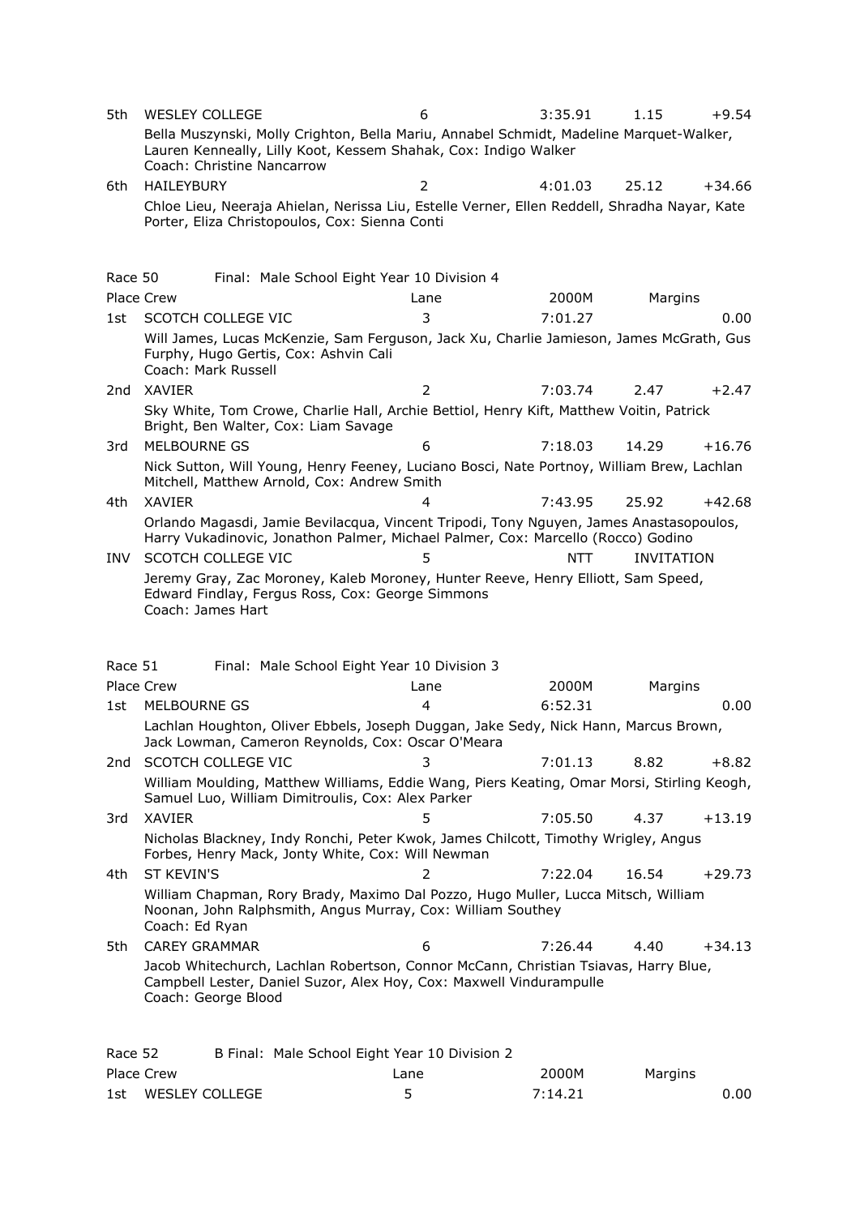| Place | Crew | Lane | 2000M | Margins | |
|---|---|---|---|---|---|
| 5th | WESLEY COLLEGE | 6 | 3:35.91 | 1.15 | +9.54 |
| | Bella Muszynski, Molly Crighton, Bella Mariu, Annabel Schmidt, Madeline Marquet-Walker, Lauren Kenneally, Lilly Koot, Kessem Shahak, Cox: Indigo Walker<br>Coach: Christine Nancarrow | | | | |
| 6th | HAILEYBURY | 2 | 4:01.03 | 25.12 | +34.66 |
| | Chloe Lieu, Neeraja Ahielan, Nerissa Liu, Estelle Verner, Ellen Reddell, Shradha Nayar, Kate Porter, Eliza Christopoulos, Cox: Sienna Conti | | | | |

Race 50 Final: Male School Eight Year 10 Division 4

| Place | Crew | Lane | 2000M | Margins | |
|---|---|---|---|---|---|
| 1st | SCOTCH COLLEGE VIC | 3 | 7:01.27 | | 0.00 |
| | Will James, Lucas McKenzie, Sam Ferguson, Jack Xu, Charlie Jamieson, James McGrath, Gus Furphy, Hugo Gertis, Cox: Ashvin Cali<br>Coach: Mark Russell | | | | |
| 2nd | XAVIER | 2 | 7:03.74 | 2.47 | +2.47 |
| | Sky White, Tom Crowe, Charlie Hall, Archie Bettiol, Henry Kift, Matthew Voitin, Patrick Bright, Ben Walter, Cox: Liam Savage | | | | |
| 3rd | MELBOURNE GS | 6 | 7:18.03 | 14.29 | +16.76 |
| | Nick Sutton, Will Young, Henry Feeney, Luciano Bosci, Nate Portnoy, William Brew, Lachlan Mitchell, Matthew Arnold, Cox: Andrew Smith | | | | |
| 4th | XAVIER | 4 | 7:43.95 | 25.92 | +42.68 |
| | Orlando Magasdi, Jamie Bevilacqua, Vincent Tripodi, Tony Nguyen, James Anastasopoulos, Harry Vukadinovic, Jonathon Palmer, Michael Palmer, Cox: Marcello (Rocco) Godino | | | | |
| INV | SCOTCH COLLEGE VIC | 5 | NTT | INVITATION | |
| | Jeremy Gray, Zac Moroney, Kaleb Moroney, Hunter Reeve, Henry Elliott, Sam Speed, Edward Findlay, Fergus Ross, Cox: George Simmons<br>Coach: James Hart | | | | |

Race 51 Final: Male School Eight Year 10 Division 3

| Place | Crew | Lane | 2000M | Margins | |
|---|---|---|---|---|---|
| 1st | MELBOURNE GS | 4 | 6:52.31 | | 0.00 |
| | Lachlan Houghton, Oliver Ebbels, Joseph Duggan, Jake Sedy, Nick Hann, Marcus Brown, Jack Lowman, Cameron Reynolds, Cox: Oscar O'Meara | | | | |
| 2nd | SCOTCH COLLEGE VIC | 3 | 7:01.13 | 8.82 | +8.82 |
| | William Moulding, Matthew Williams, Eddie Wang, Piers Keating, Omar Morsi, Stirling Keogh, Samuel Luo, William Dimitroulis, Cox: Alex Parker | | | | |
| 3rd | XAVIER | 5 | 7:05.50 | 4.37 | +13.19 |
| | Nicholas Blackney, Indy Ronchi, Peter Kwok, James Chilcott, Timothy Wrigley, Angus Forbes, Henry Mack, Jonty White, Cox: Will Newman | | | | |
| 4th | ST KEVIN'S | 2 | 7:22.04 | 16.54 | +29.73 |
| | William Chapman, Rory Brady, Maximo Dal Pozzo, Hugo Muller, Lucca Mitsch, William Noonan, John Ralphsmith, Angus Murray, Cox: William Southey<br>Coach: Ed Ryan | | | | |
| 5th | CAREY GRAMMAR | 6 | 7:26.44 | 4.40 | +34.13 |
| | Jacob Whitechurch, Lachlan Robertson, Connor McCann, Christian Tsiavas, Harry Blue, Campbell Lester, Daniel Suzor, Alex Hoy, Cox: Maxwell Vindurampulle<br>Coach: George Blood | | | | |

Race 52 B Final: Male School Eight Year 10 Division 2

| Place | Crew | Lane | 2000M | Margins | |
|---|---|---|---|---|---|
| 1st | WESLEY COLLEGE | 5 | 7:14.21 | | 0.00 |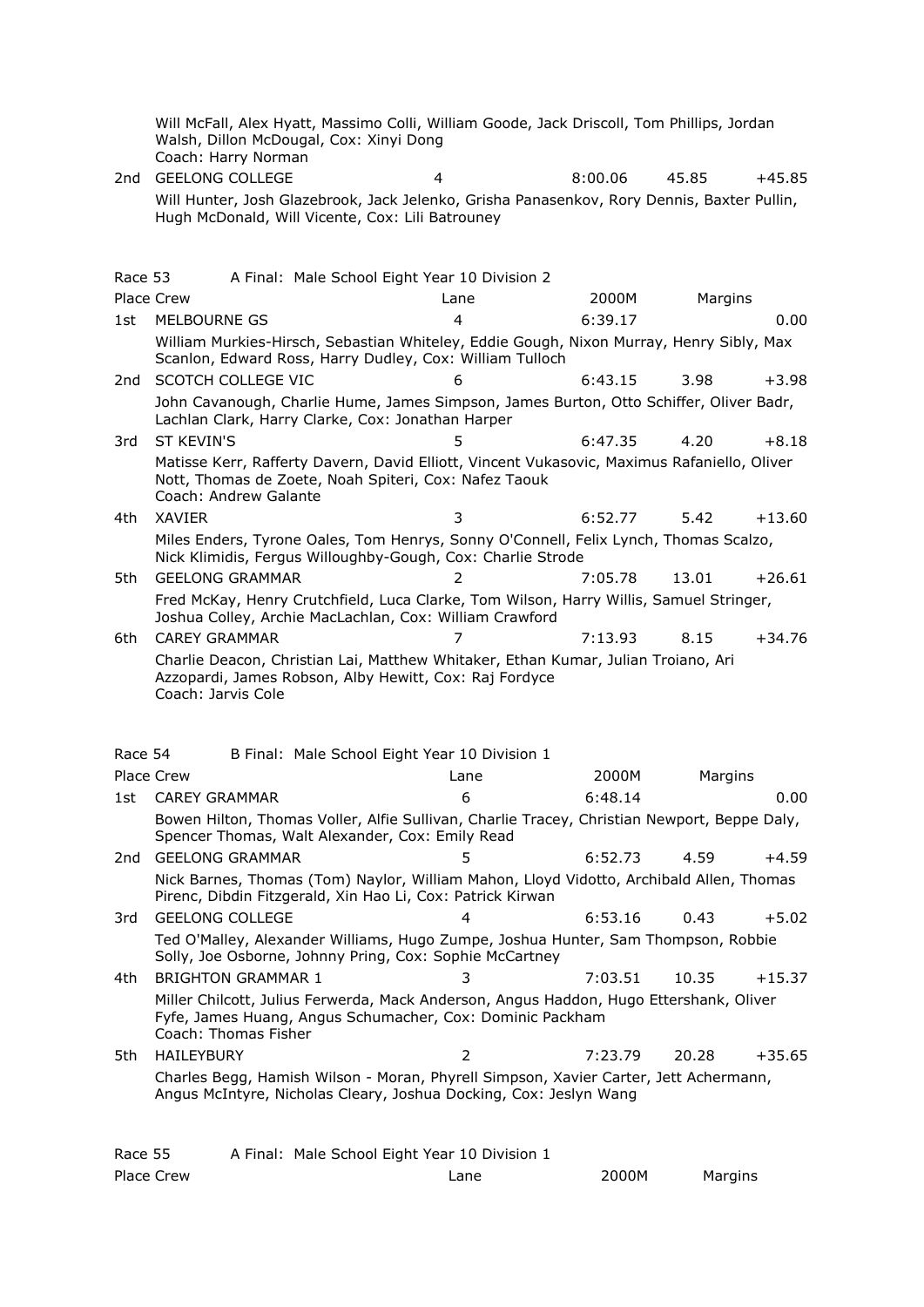Will McFall, Alex Hyatt, Massimo Colli, William Goode, Jack Driscoll, Tom Phillips, Jordan Walsh, Dillon McDougal, Cox: Xinyi Dong
Coach: Harry Norman

| Place | Crew | Lane | 2000M | Margins | |
|---|---|---|---|---|---|
| 2nd | GEELONG COLLEGE | 4 | 8:00.06 | 45.85 | +45.85 |

Will Hunter, Josh Glazebrook, Jack Jelenko, Grisha Panasenkov, Rory Dennis, Baxter Pullin, Hugh McDonald, Will Vicente, Cox: Lili Batrouney

## Race 53 A Final: Male School Eight Year 10 Division 2

| Place | Crew | Lane | 2000M | Margins | |
|---|---|---|---|---|---|
| 1st | MELBOURNE GS | 4 | 6:39.17 | | 0.00 |
| | William Murkies-Hirsch, Sebastian Whiteley, Eddie Gough, Nixon Murray, Henry Sibly, Max Scanlon, Edward Ross, Harry Dudley, Cox: William Tulloch | | | | |
| 2nd | SCOTCH COLLEGE VIC | 6 | 6:43.15 | 3.98 | +3.98 |
| | John Cavanough, Charlie Hume, James Simpson, James Burton, Otto Schiffer, Oliver Badr, Lachlan Clark, Harry Clarke, Cox: Jonathan Harper | | | | |
| 3rd | ST KEVIN'S | 5 | 6:47.35 | 4.20 | +8.18 |
| | Matisse Kerr, Rafferty Davern, David Elliott, Vincent Vukasovic, Maximus Rafaniello, Oliver Nott, Thomas de Zoete, Noah Spiteri, Cox: Nafez Taouk; Coach: Andrew Galante | | | | |
| 4th | XAVIER | 3 | 6:52.77 | 5.42 | +13.60 |
| | Miles Enders, Tyrone Oales, Tom Henrys, Sonny O'Connell, Felix Lynch, Thomas Scalzo, Nick Klimidis, Fergus Willoughby-Gough, Cox: Charlie Strode | | | | |
| 5th | GEELONG GRAMMAR | 2 | 7:05.78 | 13.01 | +26.61 |
| | Fred McKay, Henry Crutchfield, Luca Clarke, Tom Wilson, Harry Willis, Samuel Stringer, Joshua Colley, Archie MacLachlan, Cox: William Crawford | | | | |
| 6th | CAREY GRAMMAR | 7 | 7:13.93 | 8.15 | +34.76 |
| | Charlie Deacon, Christian Lai, Matthew Whitaker, Ethan Kumar, Julian Troiano, Ari Azzopardi, James Robson, Alby Hewitt, Cox: Raj Fordyce; Coach: Jarvis Cole | | | | |

## Race 54 B Final: Male School Eight Year 10 Division 1

| Place | Crew | Lane | 2000M | Margins | |
|---|---|---|---|---|---|
| 1st | CAREY GRAMMAR | 6 | 6:48.14 | | 0.00 |
| | Bowen Hilton, Thomas Voller, Alfie Sullivan, Charlie Tracey, Christian Newport, Beppe Daly, Spencer Thomas, Walt Alexander, Cox: Emily Read | | | | |
| 2nd | GEELONG GRAMMAR | 5 | 6:52.73 | 4.59 | +4.59 |
| | Nick Barnes, Thomas (Tom) Naylor, William Mahon, Lloyd Vidotto, Archibald Allen, Thomas Pirenc, Dibdin Fitzgerald, Xin Hao Li, Cox: Patrick Kirwan | | | | |
| 3rd | GEELONG COLLEGE | 4 | 6:53.16 | 0.43 | +5.02 |
| | Ted O'Malley, Alexander Williams, Hugo Zumpe, Joshua Hunter, Sam Thompson, Robbie Solly, Joe Osborne, Johnny Pring, Cox: Sophie McCartney | | | | |
| 4th | BRIGHTON GRAMMAR 1 | 3 | 7:03.51 | 10.35 | +15.37 |
| | Miller Chilcott, Julius Ferwerda, Mack Anderson, Angus Haddon, Hugo Ettershank, Oliver Fyfe, James Huang, Angus Schumacher, Cox: Dominic Packham; Coach: Thomas Fisher | | | | |
| 5th | HAILEYBURY | 2 | 7:23.79 | 20.28 | +35.65 |
| | Charles Begg, Hamish Wilson - Moran, Phyrell Simpson, Xavier Carter, Jett Achermann, Angus McIntyre, Nicholas Cleary, Joshua Docking, Cox: Jeslyn Wang | | | | |

## Race 55 A Final: Male School Eight Year 10 Division 1

| Place | Crew | Lane | 2000M | Margins | |
|---|---|---|---|---|---|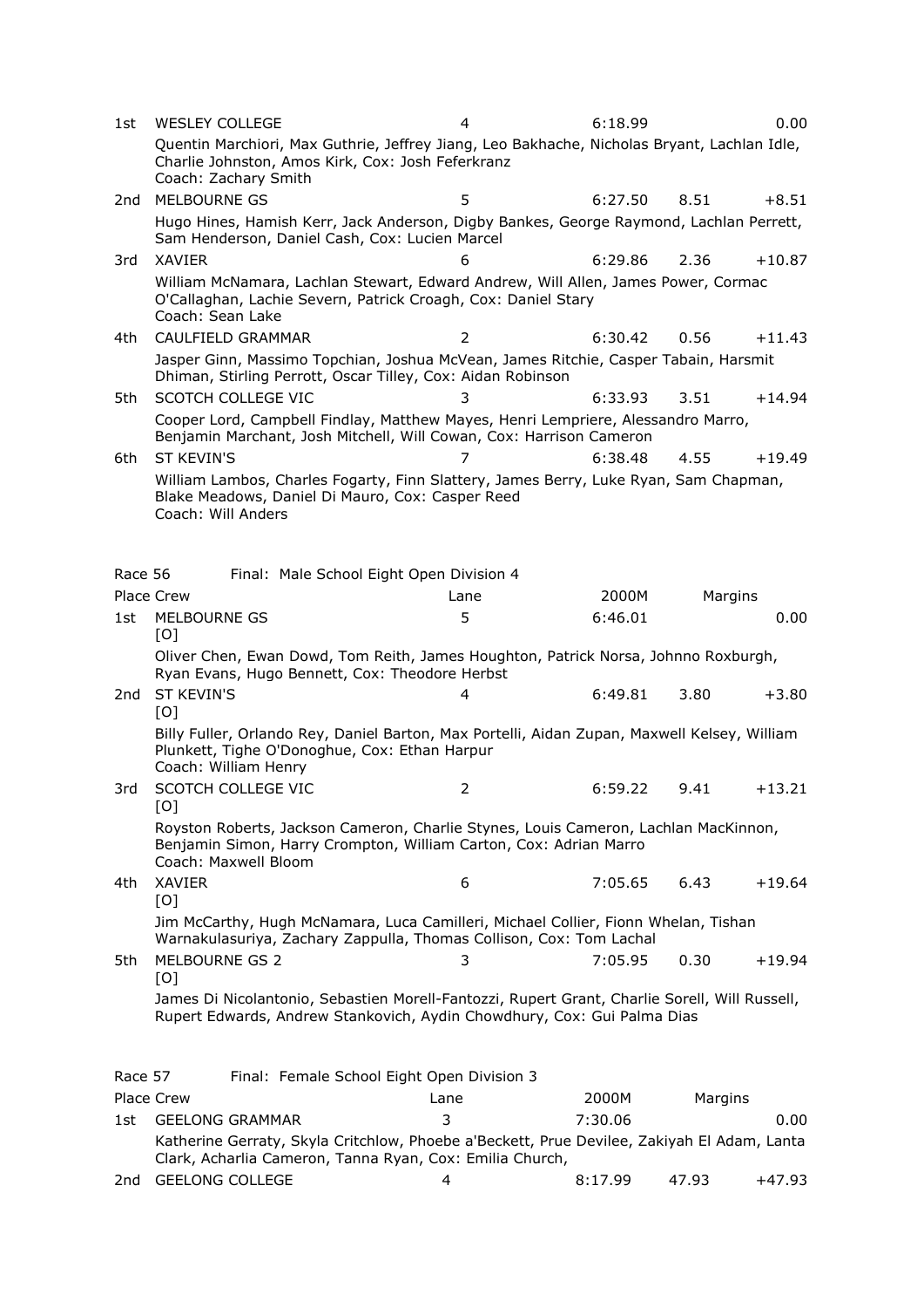| Place | Crew | Lane | 2000M | Margins | |
|---|---|---|---|---|---|
| 1st | WESLEY COLLEGE | 4 | 6:18.99 | | 0.00 |
| | Quentin Marchiori, Max Guthrie, Jeffrey Jiang, Leo Bakhache, Nicholas Bryant, Lachlan Idle, Charlie Johnston, Amos Kirk, Cox: Josh Feferkranz<br>Coach: Zachary Smith | | | | |
| 2nd | MELBOURNE GS | 5 | 6:27.50 | 8.51 | +8.51 |
| | Hugo Hines, Hamish Kerr, Jack Anderson, Digby Bankes, George Raymond, Lachlan Perrett, Sam Henderson, Daniel Cash, Cox: Lucien Marcel | | | | |
| 3rd | XAVIER | 6 | 6:29.86 | 2.36 | +10.87 |
| | William McNamara, Lachlan Stewart, Edward Andrew, Will Allen, James Power, Cormac O'Callaghan, Lachie Severn, Patrick Croagh, Cox: Daniel Stary<br>Coach: Sean Lake | | | | |
| 4th | CAULFIELD GRAMMAR | 2 | 6:30.42 | 0.56 | +11.43 |
| | Jasper Ginn, Massimo Topchian, Joshua McVean, James Ritchie, Casper Tabain, Harsmit Dhiman, Stirling Perrott, Oscar Tilley, Cox: Aidan Robinson | | | | |
| 5th | SCOTCH COLLEGE VIC | 3 | 6:33.93 | 3.51 | +14.94 |
| | Cooper Lord, Campbell Findlay, Matthew Mayes, Henri Lempriere, Alessandro Marro, Benjamin Marchant, Josh Mitchell, Will Cowan, Cox: Harrison Cameron | | | | |
| 6th | ST KEVIN'S | 7 | 6:38.48 | 4.55 | +19.49 |
| | William Lambos, Charles Fogarty, Finn Slattery, James Berry, Luke Ryan, Sam Chapman, Blake Meadows, Daniel Di Mauro, Cox: Casper Reed<br>Coach: Will Anders | | | | |

Race 56 Final: Male School Eight Open Division 4

| Place | Crew | Lane | 2000M | Margins | |
|---|---|---|---|---|---|
| 1st | MELBOURNE GS [O] | 5 | 6:46.01 | | 0.00 |
| | Oliver Chen, Ewan Dowd, Tom Reith, James Houghton, Patrick Norsa, Johnno Roxburgh, Ryan Evans, Hugo Bennett, Cox: Theodore Herbst | | | | |
| 2nd | ST KEVIN'S [O] | 4 | 6:49.81 | 3.80 | +3.80 |
| | Billy Fuller, Orlando Rey, Daniel Barton, Max Portelli, Aidan Zupan, Maxwell Kelsey, William Plunkett, Tighe O'Donoghue, Cox: Ethan Harpur<br>Coach: William Henry | | | | |
| 3rd | SCOTCH COLLEGE VIC [O] | 2 | 6:59.22 | 9.41 | +13.21 |
| | Royston Roberts, Jackson Cameron, Charlie Stynes, Louis Cameron, Lachlan MacKinnon, Benjamin Simon, Harry Crompton, William Carton, Cox: Adrian Marro<br>Coach: Maxwell Bloom | | | | |
| 4th | XAVIER [O] | 6 | 7:05.65 | 6.43 | +19.64 |
| | Jim McCarthy, Hugh McNamara, Luca Camilleri, Michael Collier, Fionn Whelan, Tishan Warnakulasuriya, Zachary Zappulla, Thomas Collison, Cox: Tom Lachal | | | | |
| 5th | MELBOURNE GS 2 [O] | 3 | 7:05.95 | 0.30 | +19.94 |
| | James Di Nicolantonio, Sebastien Morell-Fantozzi, Rupert Grant, Charlie Sorell, Will Russell, Rupert Edwards, Andrew Stankovich, Aydin Chowdhury, Cox: Gui Palma Dias | | | | |

Race 57 Final: Female School Eight Open Division 3

| Place | Crew | Lane | 2000M | Margins | |
|---|---|---|---|---|---|
| 1st | GEELONG GRAMMAR | 3 | 7:30.06 | | 0.00 |
| | Katherine Gerraty, Skyla Critchlow, Phoebe a'Beckett, Prue Devilee, Zakiyah El Adam, Lanta Clark, Acharlia Cameron, Tanna Ryan, Cox: Emilia Church, | | | | |
| 2nd | GEELONG COLLEGE | 4 | 8:17.99 | 47.93 | +47.93 |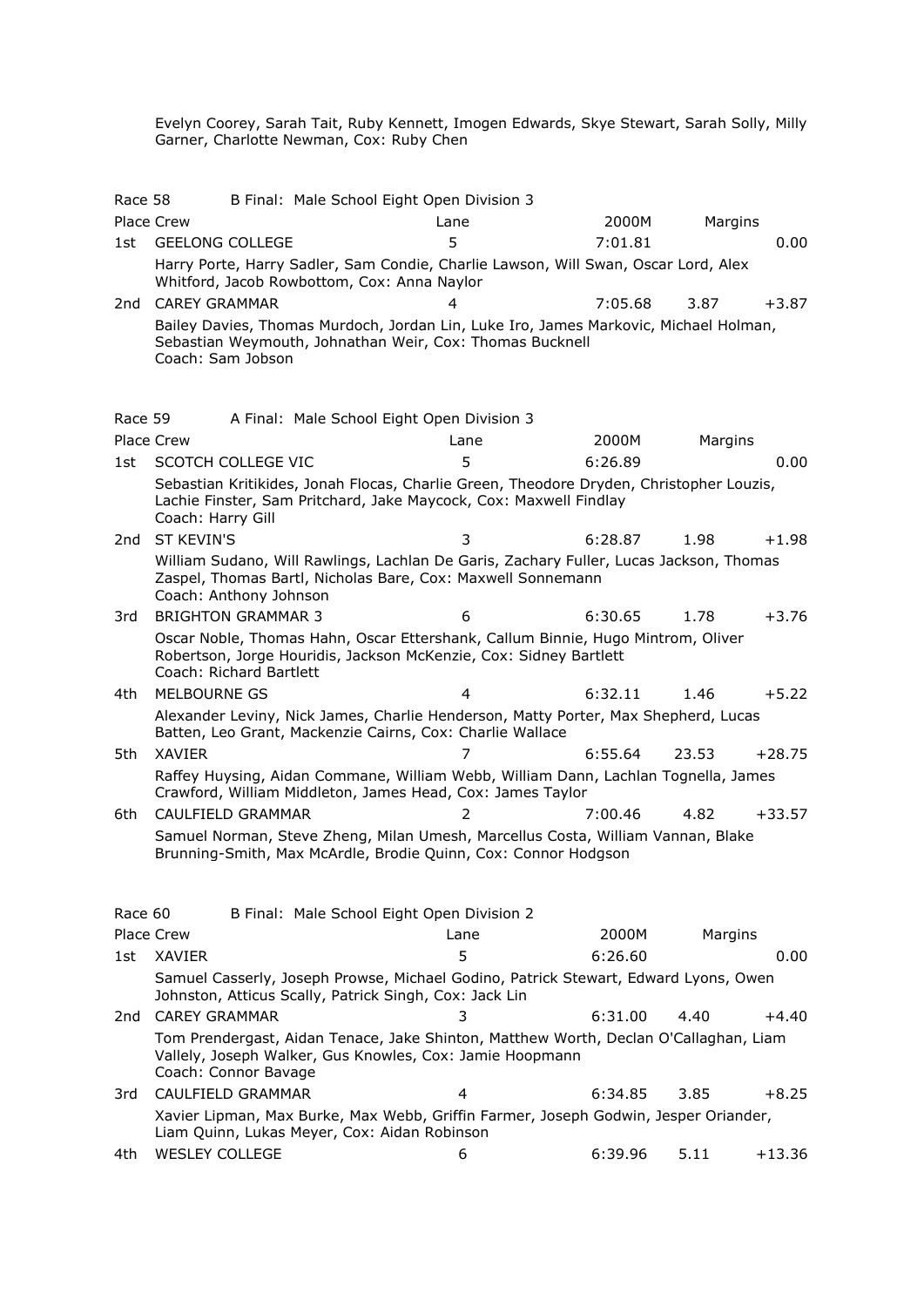Evelyn Coorey, Sarah Tait, Ruby Kennett, Imogen Edwards, Skye Stewart, Sarah Solly, Milly Garner, Charlotte Newman, Cox: Ruby Chen

## Race 58 B Final: Male School Eight Open Division 3

| Place | Crew | Lane | 2000M | Margins | |
|---|---|---|---|---|---|
| 1st | GEELONG COLLEGE | 5 | 7:01.81 | | 0.00 |
| | Harry Porte, Harry Sadler, Sam Condie, Charlie Lawson, Will Swan, Oscar Lord, Alex Whitford, Jacob Rowbottom, Cox: Anna Naylor | | | | |
| 2nd | CAREY GRAMMAR | 4 | 7:05.68 | 3.87 | +3.87 |
| | Bailey Davies, Thomas Murdoch, Jordan Lin, Luke Iro, James Markovic, Michael Holman, Sebastian Weymouth, Johnathan Weir, Cox: Thomas Bucknell<br>Coach: Sam Jobson | | | | |

## Race 59 A Final: Male School Eight Open Division 3

| Place | Crew | Lane | 2000M | Margins | |
|---|---|---|---|---|---|
| 1st | SCOTCH COLLEGE VIC | 5 | 6:26.89 | | 0.00 |
| | Sebastian Kritikides, Jonah Flocas, Charlie Green, Theodore Dryden, Christopher Louzis, Lachie Finster, Sam Pritchard, Jake Maycock, Cox: Maxwell Findlay<br>Coach: Harry Gill | | | | |
| 2nd | ST KEVIN'S | 3 | 6:28.87 | 1.98 | +1.98 |
| | William Sudano, Will Rawlings, Lachlan De Garis, Zachary Fuller, Lucas Jackson, Thomas Zaspel, Thomas Bartl, Nicholas Bare, Cox: Maxwell Sonnemann<br>Coach: Anthony Johnson | | | | |
| 3rd | BRIGHTON GRAMMAR 3 | 6 | 6:30.65 | 1.78 | +3.76 |
| | Oscar Noble, Thomas Hahn, Oscar Ettershank, Callum Binnie, Hugo Mintrom, Oliver Robertson, Jorge Houridis, Jackson McKenzie, Cox: Sidney Bartlett<br>Coach: Richard Bartlett | | | | |
| 4th | MELBOURNE GS | 4 | 6:32.11 | 1.46 | +5.22 |
| | Alexander Leviny, Nick James, Charlie Henderson, Matty Porter, Max Shepherd, Lucas Batten, Leo Grant, Mackenzie Cairns, Cox: Charlie Wallace | | | | |
| 5th | XAVIER | 7 | 6:55.64 | 23.53 | +28.75 |
| | Raffey Huysing, Aidan Commane, William Webb, William Dann, Lachlan Tognella, James Crawford, William Middleton, James Head, Cox: James Taylor | | | | |
| 6th | CAULFIELD GRAMMAR | 2 | 7:00.46 | 4.82 | +33.57 |
| | Samuel Norman, Steve Zheng, Milan Umesh, Marcellus Costa, William Vannan, Blake Brunning-Smith, Max McArdle, Brodie Quinn, Cox: Connor Hodgson | | | | |

## Race 60 B Final: Male School Eight Open Division 2

| Place | Crew | Lane | 2000M | Margins | |
|---|---|---|---|---|---|
| 1st | XAVIER | 5 | 6:26.60 | | 0.00 |
| | Samuel Casserly, Joseph Prowse, Michael Godino, Patrick Stewart, Edward Lyons, Owen Johnston, Atticus Scally, Patrick Singh, Cox: Jack Lin | | | | |
| 2nd | CAREY GRAMMAR | 3 | 6:31.00 | 4.40 | +4.40 |
| | Tom Prendergast, Aidan Tenace, Jake Shinton, Matthew Worth, Declan O'Callaghan, Liam Vallely, Joseph Walker, Gus Knowles, Cox: Jamie Hoopmann<br>Coach: Connor Bavage | | | | |
| 3rd | CAULFIELD GRAMMAR | 4 | 6:34.85 | 3.85 | +8.25 |
| | Xavier Lipman, Max Burke, Max Webb, Griffin Farmer, Joseph Godwin, Jesper Oriander, Liam Quinn, Lukas Meyer, Cox: Aidan Robinson | | | | |
| 4th | WESLEY COLLEGE | 6 | 6:39.96 | 5.11 | +13.36 |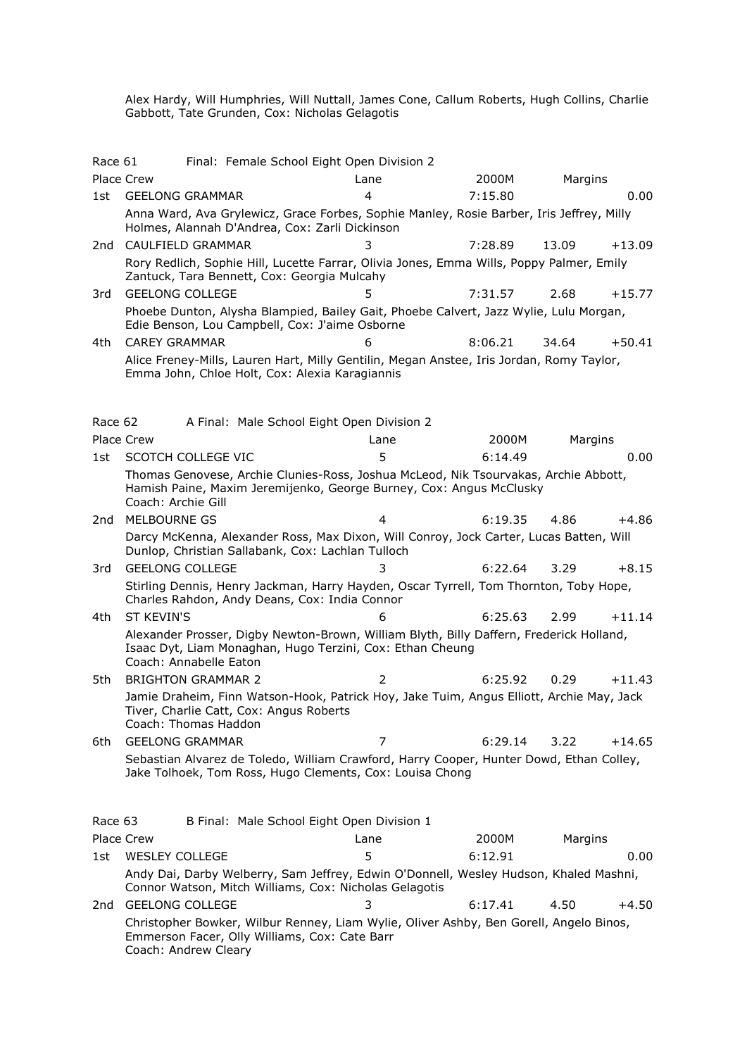Alex Hardy, Will Humphries, Will Nuttall, James Cone, Callum Roberts, Hugh Collins, Charlie Gabbott, Tate Grunden, Cox: Nicholas Gelagotis

### Race 61 — Final: Female School Eight Open Division 2

| Place | Crew | Lane | 2000M | Margins | |
|---|---|---|---|---|---|
| 1st | GEELONG GRAMMAR | 4 | 7:15.80 | | 0.00 |
| | Anna Ward, Ava Grylewicz, Grace Forbes, Sophie Manley, Rosie Barber, Iris Jeffrey, Milly Holmes, Alannah D'Andrea, Cox: Zarli Dickinson | | | | |
| 2nd | CAULFIELD GRAMMAR | 3 | 7:28.89 | 13.09 | +13.09 |
| | Rory Redlich, Sophie Hill, Lucette Farrar, Olivia Jones, Emma Wills, Poppy Palmer, Emily Zantuck, Tara Bennett, Cox: Georgia Mulcahy | | | | |
| 3rd | GEELONG COLLEGE | 5 | 7:31.57 | 2.68 | +15.77 |
| | Phoebe Dunton, Alysha Blampied, Bailey Gait, Phoebe Calvert, Jazz Wylie, Lulu Morgan, Edie Benson, Lou Campbell, Cox: J'aime Osborne | | | | |
| 4th | CAREY GRAMMAR | 6 | 8:06.21 | 34.64 | +50.41 |
| | Alice Freney-Mills, Lauren Hart, Milly Gentilin, Megan Anstee, Iris Jordan, Romy Taylor, Emma John, Chloe Holt, Cox: Alexia Karagiannis | | | | |

### Race 62 — A Final: Male School Eight Open Division 2

| Place | Crew | Lane | 2000M | Margins | |
|---|---|---|---|---|---|
| 1st | SCOTCH COLLEGE VIC | 5 | 6:14.49 | | 0.00 |
| | Thomas Genovese, Archie Clunies-Ross, Joshua McLeod, Nik Tsourvakas, Archie Abbott, Hamish Paine, Maxim Jeremijenko, George Burney, Cox: Angus McClusky<br>Coach: Archie Gill | | | | |
| 2nd | MELBOURNE GS | 4 | 6:19.35 | 4.86 | +4.86 |
| | Darcy McKenna, Alexander Ross, Max Dixon, Will Conroy, Jock Carter, Lucas Batten, Will Dunlop, Christian Sallabank, Cox: Lachlan Tulloch | | | | |
| 3rd | GEELONG COLLEGE | 3 | 6:22.64 | 3.29 | +8.15 |
| | Stirling Dennis, Henry Jackman, Harry Hayden, Oscar Tyrrell, Tom Thornton, Toby Hope, Charles Rahdon, Andy Deans, Cox: India Connor | | | | |
| 4th | ST KEVIN'S | 6 | 6:25.63 | 2.99 | +11.14 |
| | Alexander Prosser, Digby Newton-Brown, William Blyth, Billy Daffern, Frederick Holland, Isaac Dyt, Liam Monaghan, Hugo Terzini, Cox: Ethan Cheung<br>Coach: Annabelle Eaton | | | | |
| 5th | BRIGHTON GRAMMAR 2 | 2 | 6:25.92 | 0.29 | +11.43 |
| | Jamie Draheim, Finn Watson-Hook, Patrick Hoy, Jake Tuim, Angus Elliott, Archie May, Jack Tiver, Charlie Catt, Cox: Angus Roberts<br>Coach: Thomas Haddon | | | | |
| 6th | GEELONG GRAMMAR | 7 | 6:29.14 | 3.22 | +14.65 |
| | Sebastian Alvarez de Toledo, William Crawford, Harry Cooper, Hunter Dowd, Ethan Colley, Jake Tolhoek, Tom Ross, Hugo Clements, Cox: Louisa Chong | | | | |

### Race 63 — B Final: Male School Eight Open Division 1

| Place | Crew | Lane | 2000M | Margins | |
|---|---|---|---|---|---|
| 1st | WESLEY COLLEGE | 5 | 6:12.91 | | 0.00 |
| | Andy Dai, Darby Welberry, Sam Jeffrey, Edwin O'Donnell, Wesley Hudson, Khaled Mashni, Connor Watson, Mitch Williams, Cox: Nicholas Gelagotis | | | | |
| 2nd | GEELONG COLLEGE | 3 | 6:17.41 | 4.50 | +4.50 |
| | Christopher Bowker, Wilbur Renney, Liam Wylie, Oliver Ashby, Ben Gorell, Angelo Binos, Emmerson Facer, Olly Williams, Cox: Cate Barr<br>Coach: Andrew Cleary | | | | |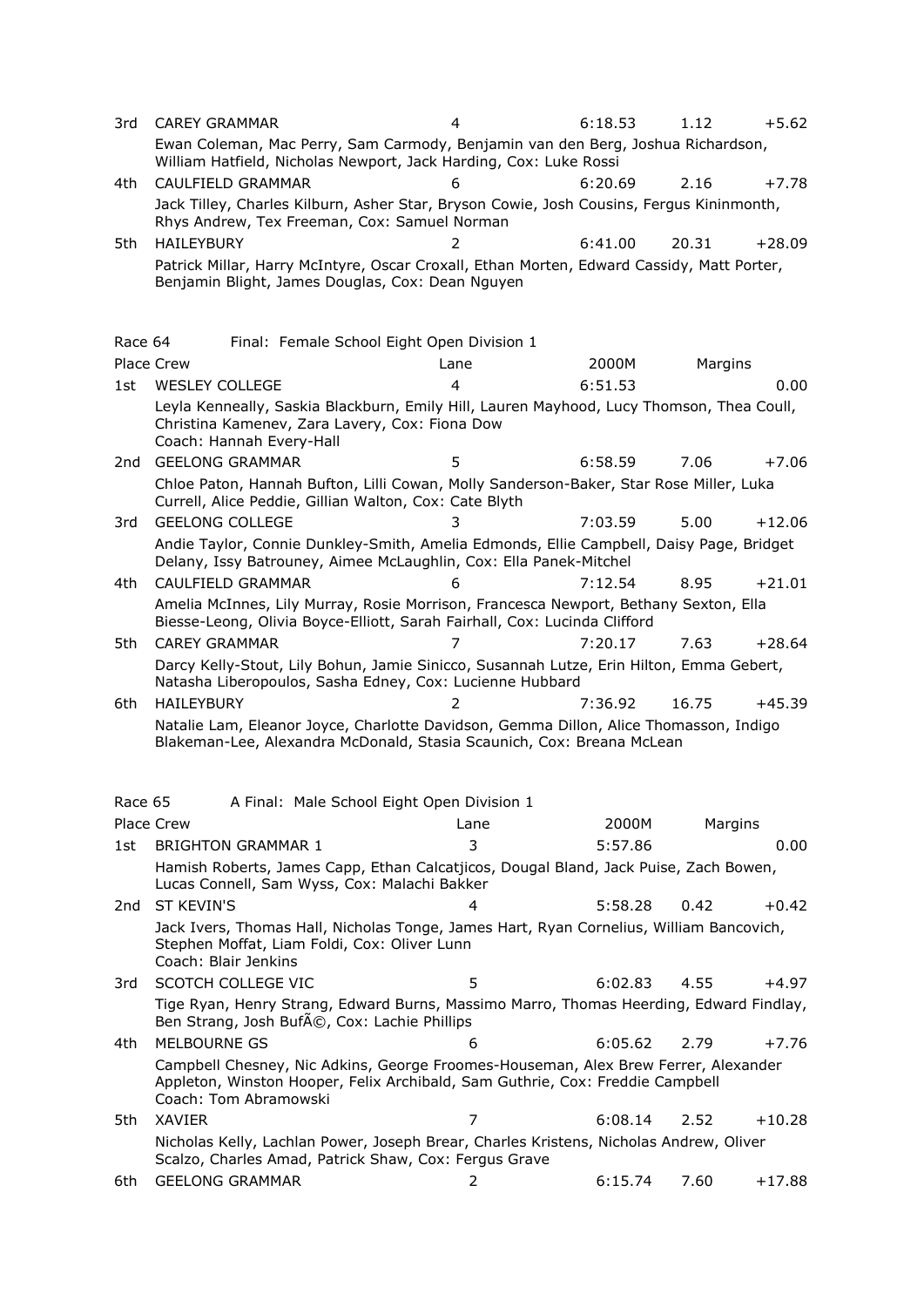| Place | Crew | Lane | 2000M | Margins | |
|---|---|---|---|---|---|
| 3rd | CAREY GRAMMAR | 4 | 6:18.53 | 1.12 | +5.62 |
| | Ewan Coleman, Mac Perry, Sam Carmody, Benjamin van den Berg, Joshua Richardson, William Hatfield, Nicholas Newport, Jack Harding, Cox: Luke Rossi | | | | |
| 4th | CAULFIELD GRAMMAR | 6 | 6:20.69 | 2.16 | +7.78 |
| | Jack Tilley, Charles Kilburn, Asher Star, Bryson Cowie, Josh Cousins, Fergus Kininmonth, Rhys Andrew, Tex Freeman, Cox: Samuel Norman | | | | |
| 5th | HAILEYBURY | 2 | 6:41.00 | 20.31 | +28.09 |
| | Patrick Millar, Harry McIntyre, Oscar Croxall, Ethan Morten, Edward Cassidy, Matt Porter, Benjamin Blight, James Douglas, Cox: Dean Nguyen | | | | |

## Race 64 Final: Female School Eight Open Division 1

| Place | Crew | Lane | 2000M | Margins | |
|---|---|---|---|---|---|
| 1st | WESLEY COLLEGE | 4 | 6:51.53 | | 0.00 |
| | Leyla Kenneally, Saskia Blackburn, Emily Hill, Lauren Mayhood, Lucy Thomson, Thea Coull, Christina Kamenev, Zara Lavery, Cox: Fiona Dow<br>Coach: Hannah Every-Hall | | | | |
| 2nd | GEELONG GRAMMAR | 5 | 6:58.59 | 7.06 | +7.06 |
| | Chloe Paton, Hannah Bufton, Lilli Cowan, Molly Sanderson-Baker, Star Rose Miller, Luka Currell, Alice Peddie, Gillian Walton, Cox: Cate Blyth | | | | |
| 3rd | GEELONG COLLEGE | 3 | 7:03.59 | 5.00 | +12.06 |
| | Andie Taylor, Connie Dunkley-Smith, Amelia Edmonds, Ellie Campbell, Daisy Page, Bridget Delany, Issy Batrouney, Aimee McLaughlin, Cox: Ella Panek-Mitchel | | | | |
| 4th | CAULFIELD GRAMMAR | 6 | 7:12.54 | 8.95 | +21.01 |
| | Amelia McInnes, Lily Murray, Rosie Morrison, Francesca Newport, Bethany Sexton, Ella Biesse-Leong, Olivia Boyce-Elliott, Sarah Fairhall, Cox: Lucinda Clifford | | | | |
| 5th | CAREY GRAMMAR | 7 | 7:20.17 | 7.63 | +28.64 |
| | Darcy Kelly-Stout, Lily Bohun, Jamie Sinicco, Susannah Lutze, Erin Hilton, Emma Gebert, Natasha Liberopoulos, Sasha Edney, Cox: Lucienne Hubbard | | | | |
| 6th | HAILEYBURY | 2 | 7:36.92 | 16.75 | +45.39 |
| | Natalie Lam, Eleanor Joyce, Charlotte Davidson, Gemma Dillon, Alice Thomasson, Indigo Blakeman-Lee, Alexandra McDonald, Stasia Scaunich, Cox: Breana McLean | | | | |

## Race 65 A Final: Male School Eight Open Division 1

| Place | Crew | Lane | 2000M | Margins | |
|---|---|---|---|---|---|
| 1st | BRIGHTON GRAMMAR 1 | 3 | 5:57.86 | | 0.00 |
| | Hamish Roberts, James Capp, Ethan Calcatjicos, Dougal Bland, Jack Puise, Zach Bowen, Lucas Connell, Sam Wyss, Cox: Malachi Bakker | | | | |
| 2nd | ST KEVIN'S | 4 | 5:58.28 | 0.42 | +0.42 |
| | Jack Ivers, Thomas Hall, Nicholas Tonge, James Hart, Ryan Cornelius, William Bancovich, Stephen Moffat, Liam Foldi, Cox: Oliver Lunn<br>Coach: Blair Jenkins | | | | |
| 3rd | SCOTCH COLLEGE VIC | 5 | 6:02.83 | 4.55 | +4.97 |
| | Tige Ryan, Henry Strang, Edward Burns, Massimo Marro, Thomas Heerding, Edward Findlay, Ben Strang, Josh BufÃ©, Cox: Lachie Phillips | | | | |
| 4th | MELBOURNE GS | 6 | 6:05.62 | 2.79 | +7.76 |
| | Campbell Chesney, Nic Adkins, George Froomes-Houseman, Alex Brew Ferrer, Alexander Appleton, Winston Hooper, Felix Archibald, Sam Guthrie, Cox: Freddie Campbell<br>Coach: Tom Abramowski | | | | |
| 5th | XAVIER | 7 | 6:08.14 | 2.52 | +10.28 |
| | Nicholas Kelly, Lachlan Power, Joseph Brear, Charles Kristens, Nicholas Andrew, Oliver Scalzo, Charles Amad, Patrick Shaw, Cox: Fergus Grave | | | | |
| 6th | GEELONG GRAMMAR | 2 | 6:15.74 | 7.60 | +17.88 |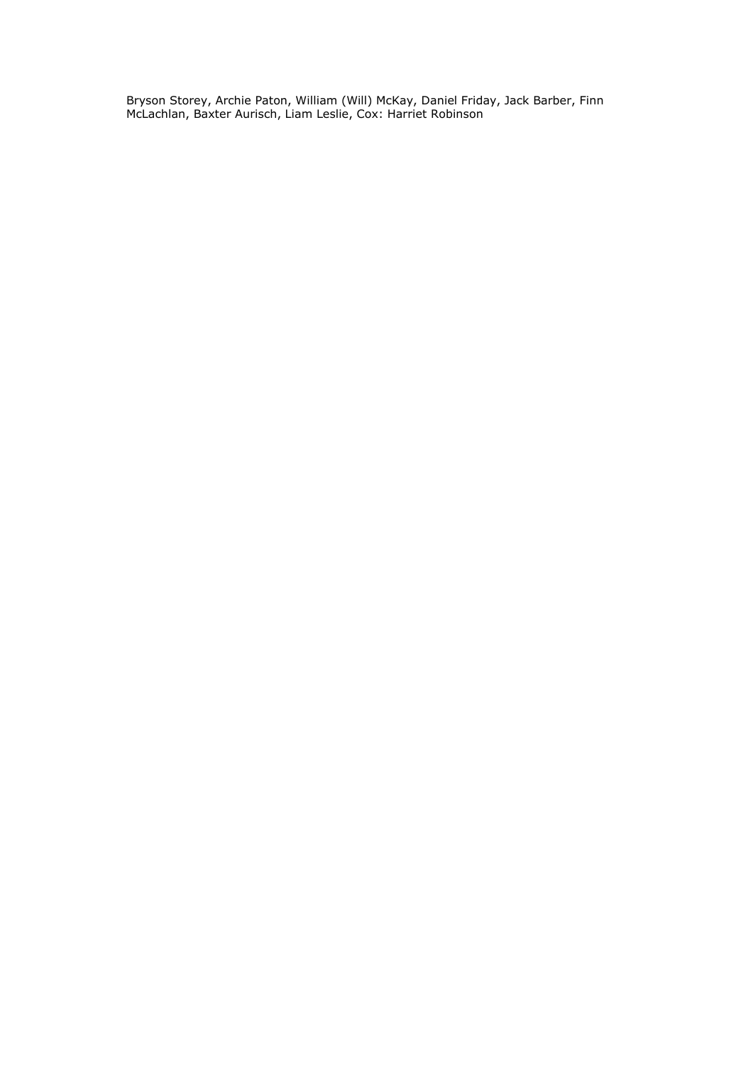Bryson Storey, Archie Paton, William (Will) McKay, Daniel Friday, Jack Barber, Finn McLachlan, Baxter Aurisch, Liam Leslie, Cox: Harriet Robinson